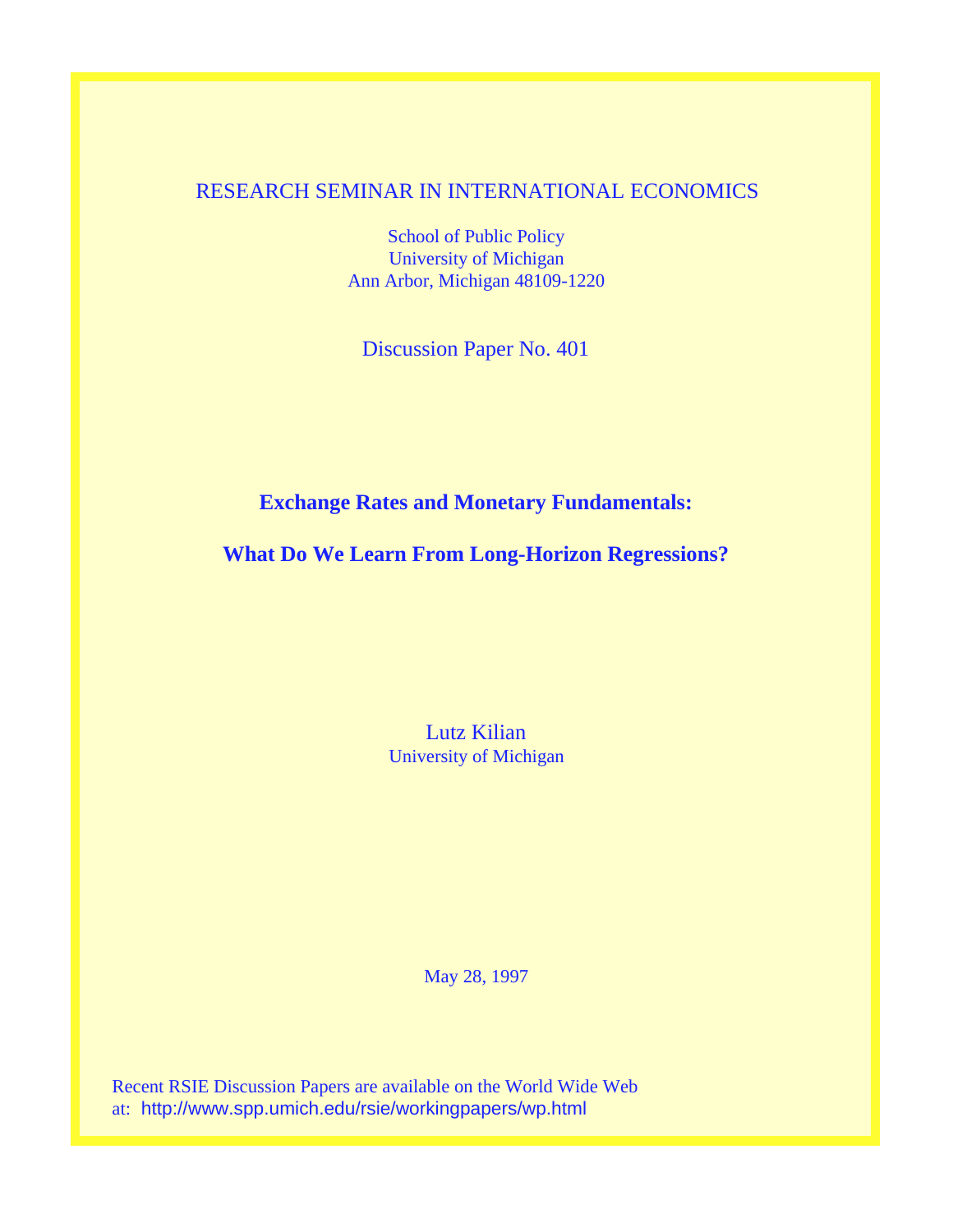RESEARCH SEMINAR IN INTERNATIONAL ECONOMICS

School of Public Policy
University of Michigan
Ann Arbor, Michigan 48109-1220

Discussion Paper No. 401

# Exchange Rates and Monetary Fundamentals:

# What Do We Learn From Long-Horizon Regressions?

Lutz Kilian
University of Michigan

May 28, 1997

Recent RSIE Discussion Papers are available on the World Wide Web at: http://www.spp.umich.edu/rsie/workingpapers/wp.html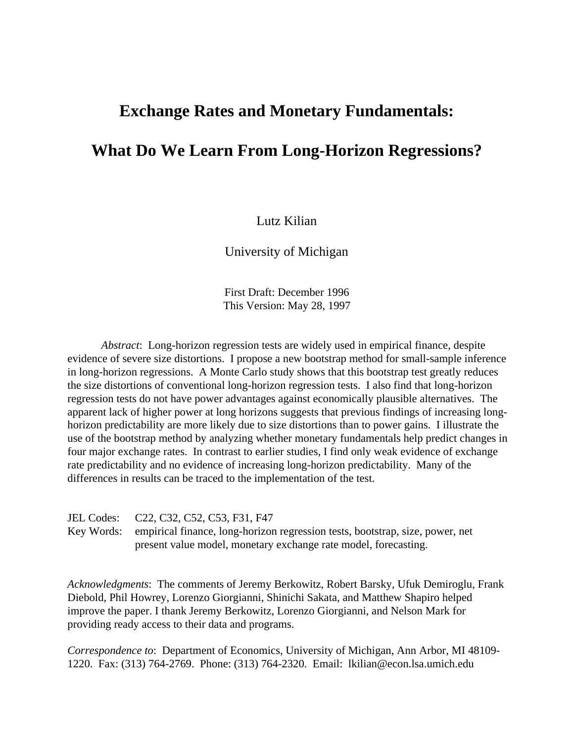# Exchange Rates and Monetary Fundamentals:

# What Do We Learn From Long-Horizon Regressions?

Lutz Kilian

University of Michigan

First Draft: December 1996
This Version: May 28, 1997

*Abstract*: Long-horizon regression tests are widely used in empirical finance, despite evidence of severe size distortions. I propose a new bootstrap method for small-sample inference in long-horizon regressions. A Monte Carlo study shows that this bootstrap test greatly reduces the size distortions of conventional long-horizon regression tests. I also find that long-horizon regression tests do not have power advantages against economically plausible alternatives. The apparent lack of higher power at long horizons suggests that previous findings of increasing long-horizon predictability are more likely due to size distortions than to power gains. I illustrate the use of the bootstrap method by analyzing whether monetary fundamentals help predict changes in four major exchange rates. In contrast to earlier studies, I find only weak evidence of exchange rate predictability and no evidence of increasing long-horizon predictability. Many of the differences in results can be traced to the implementation of the test.

JEL Codes: C22, C32, C52, C53, F31, F47
Key Words: empirical finance, long-horizon regression tests, bootstrap, size, power, net present value model, monetary exchange rate model, forecasting.

*Acknowledgments*: The comments of Jeremy Berkowitz, Robert Barsky, Ufuk Demiroglu, Frank Diebold, Phil Howrey, Lorenzo Giorgianni, Shinichi Sakata, and Matthew Shapiro helped improve the paper. I thank Jeremy Berkowitz, Lorenzo Giorgianni, and Nelson Mark for providing ready access to their data and programs.

*Correspondence to*: Department of Economics, University of Michigan, Ann Arbor, MI 48109-1220. Fax: (313) 764-2769. Phone: (313) 764-2320. Email: lkilian@econ.lsa.umich.edu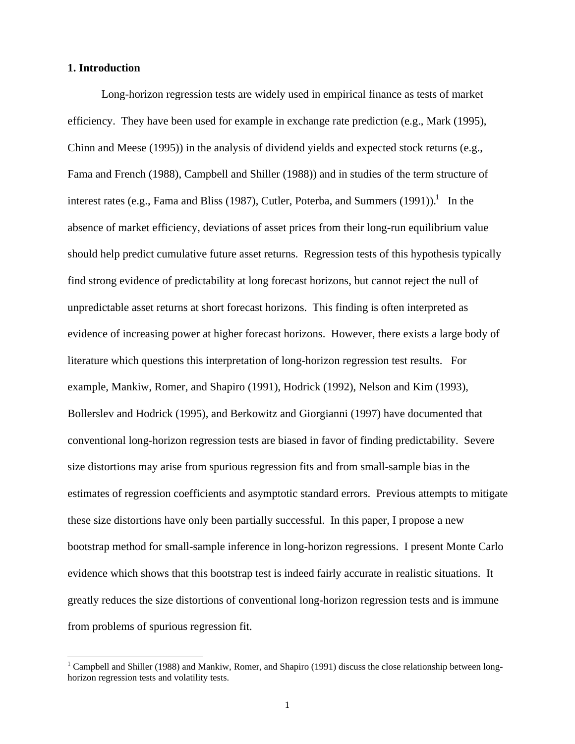# 1. Introduction

Long-horizon regression tests are widely used in empirical finance as tests of market efficiency. They have been used for example in exchange rate prediction (e.g., Mark (1995), Chinn and Meese (1995)) in the analysis of dividend yields and expected stock returns (e.g., Fama and French (1988), Campbell and Shiller (1988)) and in studies of the term structure of interest rates (e.g., Fama and Bliss (1987), Cutler, Poterba, and Summers (1991)).[1] In the absence of market efficiency, deviations of asset prices from their long-run equilibrium value should help predict cumulative future asset returns. Regression tests of this hypothesis typically find strong evidence of predictability at long forecast horizons, but cannot reject the null of unpredictable asset returns at short forecast horizons. This finding is often interpreted as evidence of increasing power at higher forecast horizons. However, there exists a large body of literature which questions this interpretation of long-horizon regression test results. For example, Mankiw, Romer, and Shapiro (1991), Hodrick (1992), Nelson and Kim (1993), Bollerslev and Hodrick (1995), and Berkowitz and Giorgianni (1997) have documented that conventional long-horizon regression tests are biased in favor of finding predictability. Severe size distortions may arise from spurious regression fits and from small-sample bias in the estimates of regression coefficients and asymptotic standard errors. Previous attempts to mitigate these size distortions have only been partially successful. In this paper, I propose a new bootstrap method for small-sample inference in long-horizon regressions. I present Monte Carlo evidence which shows that this bootstrap test is indeed fairly accurate in realistic situations. It greatly reduces the size distortions of conventional long-horizon regression tests and is immune from problems of spurious regression fit.

[1] Campbell and Shiller (1988) and Mankiw, Romer, and Shapiro (1991) discuss the close relationship between long-horizon regression tests and volatility tests.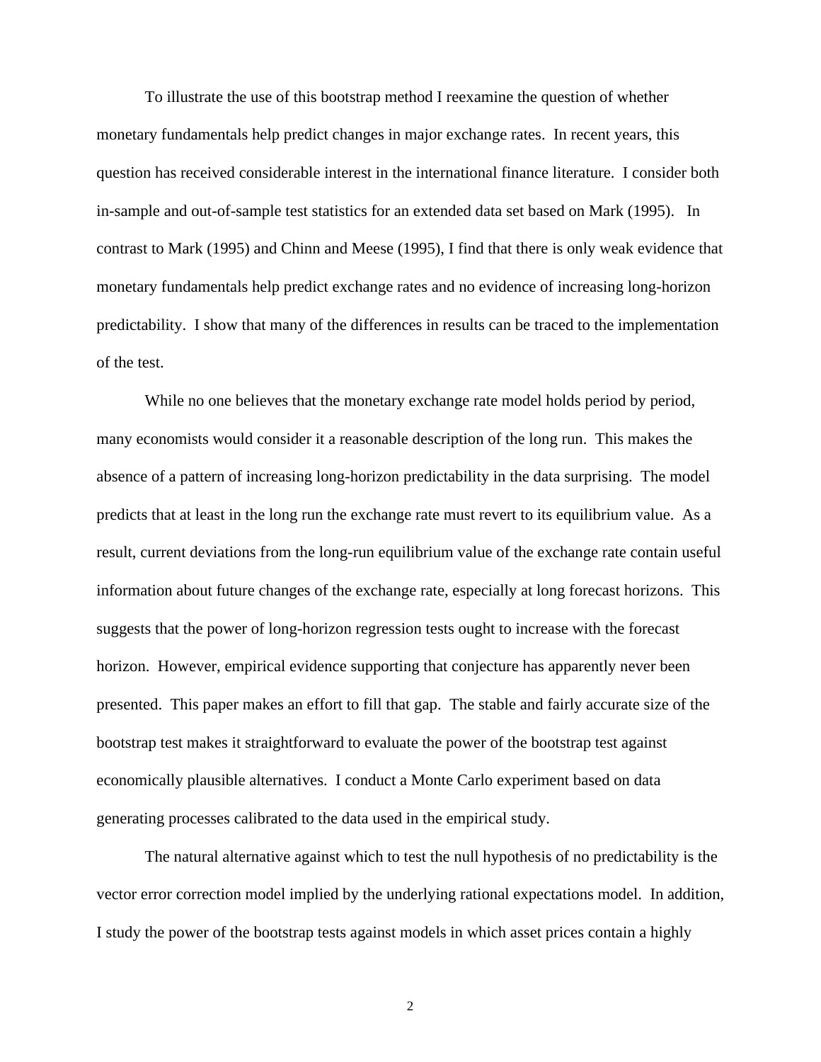To illustrate the use of this bootstrap method I reexamine the question of whether monetary fundamentals help predict changes in major exchange rates. In recent years, this question has received considerable interest in the international finance literature. I consider both in-sample and out-of-sample test statistics for an extended data set based on Mark (1995). In contrast to Mark (1995) and Chinn and Meese (1995), I find that there is only weak evidence that monetary fundamentals help predict exchange rates and no evidence of increasing long-horizon predictability. I show that many of the differences in results can be traced to the implementation of the test.

While no one believes that the monetary exchange rate model holds period by period, many economists would consider it a reasonable description of the long run. This makes the absence of a pattern of increasing long-horizon predictability in the data surprising. The model predicts that at least in the long run the exchange rate must revert to its equilibrium value. As a result, current deviations from the long-run equilibrium value of the exchange rate contain useful information about future changes of the exchange rate, especially at long forecast horizons. This suggests that the power of long-horizon regression tests ought to increase with the forecast horizon. However, empirical evidence supporting that conjecture has apparently never been presented. This paper makes an effort to fill that gap. The stable and fairly accurate size of the bootstrap test makes it straightforward to evaluate the power of the bootstrap test against economically plausible alternatives. I conduct a Monte Carlo experiment based on data generating processes calibrated to the data used in the empirical study.

The natural alternative against which to test the null hypothesis of no predictability is the vector error correction model implied by the underlying rational expectations model. In addition, I study the power of the bootstrap tests against models in which asset prices contain a highly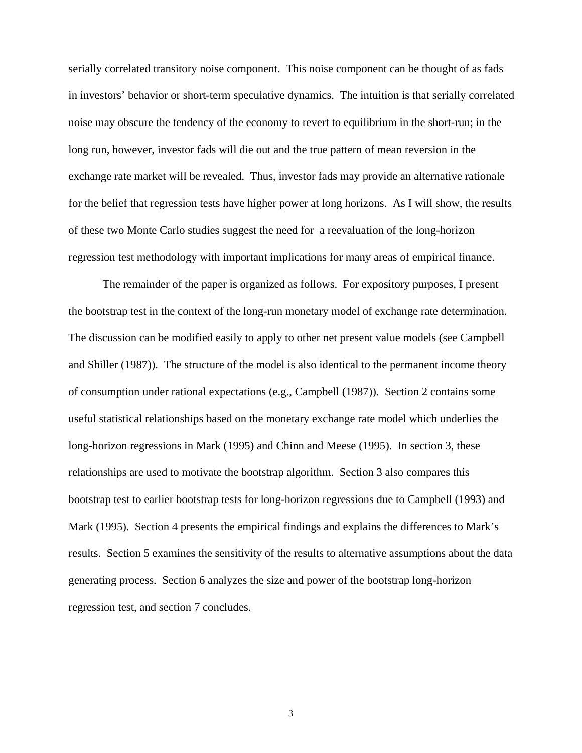serially correlated transitory noise component. This noise component can be thought of as fads in investors' behavior or short-term speculative dynamics. The intuition is that serially correlated noise may obscure the tendency of the economy to revert to equilibrium in the short-run; in the long run, however, investor fads will die out and the true pattern of mean reversion in the exchange rate market will be revealed. Thus, investor fads may provide an alternative rationale for the belief that regression tests have higher power at long horizons. As I will show, the results of these two Monte Carlo studies suggest the need for a reevaluation of the long-horizon regression test methodology with important implications for many areas of empirical finance.

The remainder of the paper is organized as follows. For expository purposes, I present the bootstrap test in the context of the long-run monetary model of exchange rate determination. The discussion can be modified easily to apply to other net present value models (see Campbell and Shiller (1987)). The structure of the model is also identical to the permanent income theory of consumption under rational expectations (e.g., Campbell (1987)). Section 2 contains some useful statistical relationships based on the monetary exchange rate model which underlies the long-horizon regressions in Mark (1995) and Chinn and Meese (1995). In section 3, these relationships are used to motivate the bootstrap algorithm. Section 3 also compares this bootstrap test to earlier bootstrap tests for long-horizon regressions due to Campbell (1993) and Mark (1995). Section 4 presents the empirical findings and explains the differences to Mark's results. Section 5 examines the sensitivity of the results to alternative assumptions about the data generating process. Section 6 analyzes the size and power of the bootstrap long-horizon regression test, and section 7 concludes.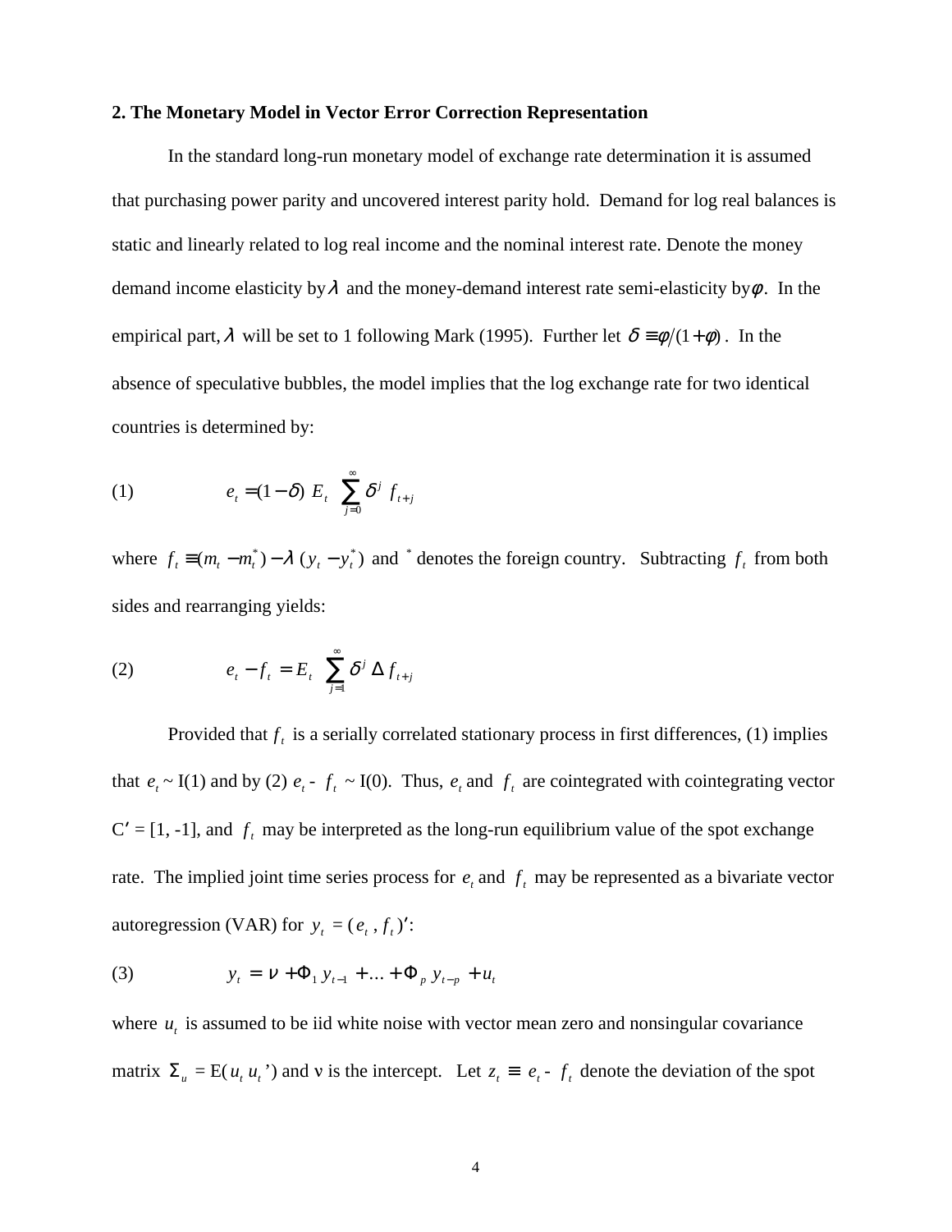## 2. The Monetary Model in Vector Error Correction Representation

In the standard long-run monetary model of exchange rate determination it is assumed that purchasing power parity and uncovered interest parity hold. Demand for log real balances is static and linearly related to log real income and the nominal interest rate. Denote the money demand income elasticity by $\lambda$ and the money-demand interest rate semi-elasticity by $\phi$. In the empirical part, $\lambda$ will be set to 1 following Mark (1995). Further let $\delta \equiv \phi/(1+\phi)$. In the absence of speculative bubbles, the model implies that the log exchange rate for two identical countries is determined by:

$$e_t = (1-\delta)\; E_t \sum_{j=0}^{\infty} \delta^j \; f_{t+j} \tag{1}$$

where $f_t \equiv (m_t - m_t^*) - \lambda\,(y_t - y_t^*)$ and $^*$ denotes the foreign country. Subtracting $f_t$ from both sides and rearranging yields:

$$e_t - f_t = E_t \sum_{j=1}^{\infty} \delta^j \, \Delta f_{t+j} \tag{2}$$

Provided that $f_t$ is a serially correlated stationary process in first differences, (1) implies that $e_t \sim$ I(1) and by (2) $e_t$ - $f_t \sim$ I(0). Thus, $e_t$ and $f_t$ are cointegrated with cointegrating vector $C'$ = [1, -1], and $f_t$ may be interpreted as the long-run equilibrium value of the spot exchange rate. The implied joint time series process for $e_t$ and $f_t$ may be represented as a bivariate vector autoregression (VAR) for $y_t = (e_t\,, f_t)'$:

$$y_t = \nu + \Phi_1\, y_{t-1} + \ldots + \Phi_p\, y_{t-p} + u_t \tag{3}$$

where $u_t$ is assumed to be iid white noise with vector mean zero and nonsingular covariance matrix $\Sigma_u = \mathrm{E}(u_t\, u_t')$ and $\nu$ is the intercept. Let $z_t \equiv e_t$ - $f_t$ denote the deviation of the spot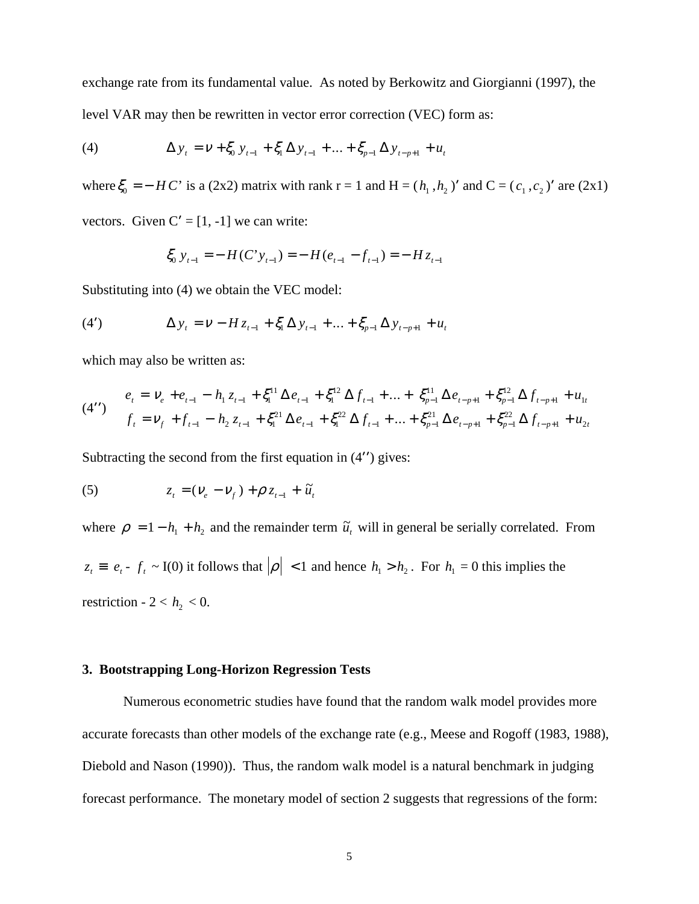exchange rate from its fundamental value. As noted by Berkowitz and Giorgianni (1997), the level VAR may then be rewritten in vector error correction (VEC) form as:

$$(4) \qquad \Delta y_t = \nu + \xi_0 y_{t-1} + \xi_1 \Delta y_{t-1} + \ldots + \xi_{p-1} \Delta y_{t-p+1} + u_t$$

where $\xi_0 = -HC'$ is a (2x2) matrix with rank r = 1 and H = $(h_1, h_2)'$ and C = $(c_1, c_2)'$ are (2x1) vectors. Given C′ = [1, -1] we can write:

$$\xi_0 y_{t-1} = -H(C' y_{t-1}) = -H(e_{t-1} - f_{t-1}) = -H z_{t-1}$$

Substituting into (4) we obtain the VEC model:

$$(4') \qquad \Delta y_t = \nu - H z_{t-1} + \xi_1 \Delta y_{t-1} + \ldots + \xi_{p-1} \Delta y_{t-p+1} + u_t$$

which may also be written as:

$$(4'') \qquad \begin{aligned} e_t &= \nu_e + e_{t-1} - h_1 z_{t-1} + \xi_1^{11} \Delta e_{t-1} + \xi_1^{12} \Delta f_{t-1} + \ldots + \xi_{p-1}^{11} \Delta e_{t-p+1} + \xi_{p-1}^{12} \Delta f_{t-p+1} + u_{1t} \\ f_t &= \nu_f + f_{t-1} - h_2 z_{t-1} + \xi_1^{21} \Delta e_{t-1} + \xi_1^{22} \Delta f_{t-1} + \ldots + \xi_{p-1}^{21} \Delta e_{t-p+1} + \xi_{p-1}^{22} \Delta f_{t-p+1} + u_{2t} \end{aligned}$$

Subtracting the second from the first equation in (4′′) gives:

$$(5) \qquad z_t = (\nu_e - \nu_f) + \rho z_{t-1} + \tilde{u}_t$$

where $\rho = 1 - h_1 + h_2$ and the remainder term $\tilde{u}_t$ will in general be serially correlated. From $z_t \equiv e_t - f_t \sim I(0)$ it follows that $|\rho| < 1$ and hence $h_1 > h_2$. For $h_1 = 0$ this implies the restriction $-2 < h_2 < 0$.

## 3. Bootstrapping Long-Horizon Regression Tests

Numerous econometric studies have found that the random walk model provides more accurate forecasts than other models of the exchange rate (e.g., Meese and Rogoff (1983, 1988), Diebold and Nason (1990)). Thus, the random walk model is a natural benchmark in judging forecast performance. The monetary model of section 2 suggests that regressions of the form: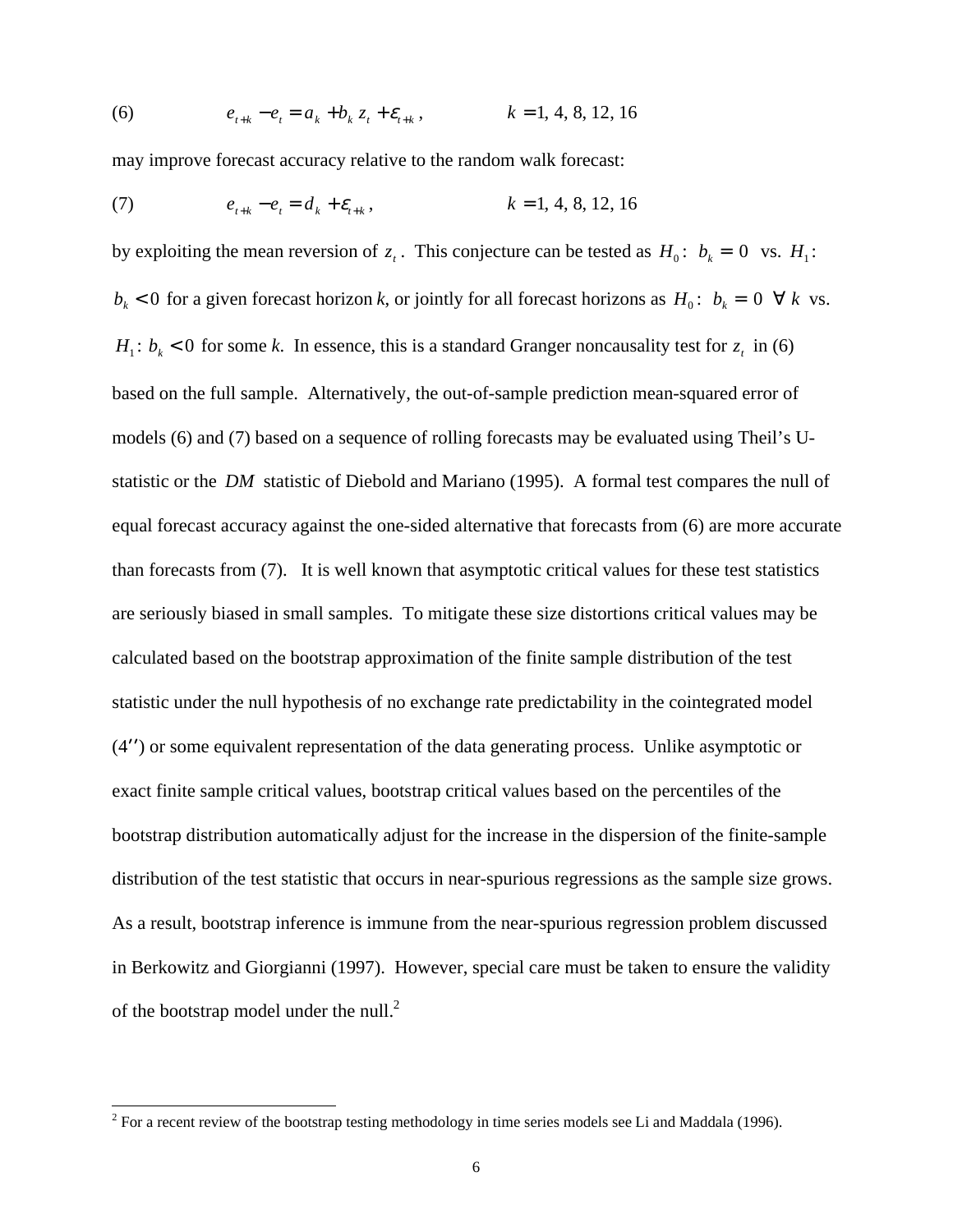$$(6) \qquad e_{t+k} - e_t = a_k + b_k z_t + \varepsilon_{t+k}, \qquad k = 1, 4, 8, 12, 16$$

may improve forecast accuracy relative to the random walk forecast:

$$(7) \qquad e_{t+k} - e_t = d_k + \varepsilon_{t+k}, \qquad k = 1, 4, 8, 12, 16$$

by exploiting the mean reversion of $z_t$. This conjecture can be tested as $H_0$: $b_k = 0$ vs. $H_1$: $b_k < 0$ for a given forecast horizon *k*, or jointly for all forecast horizons as $H_0$: $b_k = 0 \;\; \forall \; k$ vs. $H_1$: $b_k < 0$ for some *k*. In essence, this is a standard Granger noncausality test for $z_t$ in (6) based on the full sample. Alternatively, the out-of-sample prediction mean-squared error of models (6) and (7) based on a sequence of rolling forecasts may be evaluated using Theil's U-statistic or the *DM* statistic of Diebold and Mariano (1995). A formal test compares the null of equal forecast accuracy against the one-sided alternative that forecasts from (6) are more accurate than forecasts from (7). It is well known that asymptotic critical values for these test statistics are seriously biased in small samples. To mitigate these size distortions critical values may be calculated based on the bootstrap approximation of the finite sample distribution of the test statistic under the null hypothesis of no exchange rate predictability in the cointegrated model (4′′) or some equivalent representation of the data generating process. Unlike asymptotic or exact finite sample critical values, bootstrap critical values based on the percentiles of the bootstrap distribution automatically adjust for the increase in the dispersion of the finite-sample distribution of the test statistic that occurs in near-spurious regressions as the sample size grows. As a result, bootstrap inference is immune from the near-spurious regression problem discussed in Berkowitz and Giorgianni (1997). However, special care must be taken to ensure the validity of the bootstrap model under the null.[2]

[2] For a recent review of the bootstrap testing methodology in time series models see Li and Maddala (1996).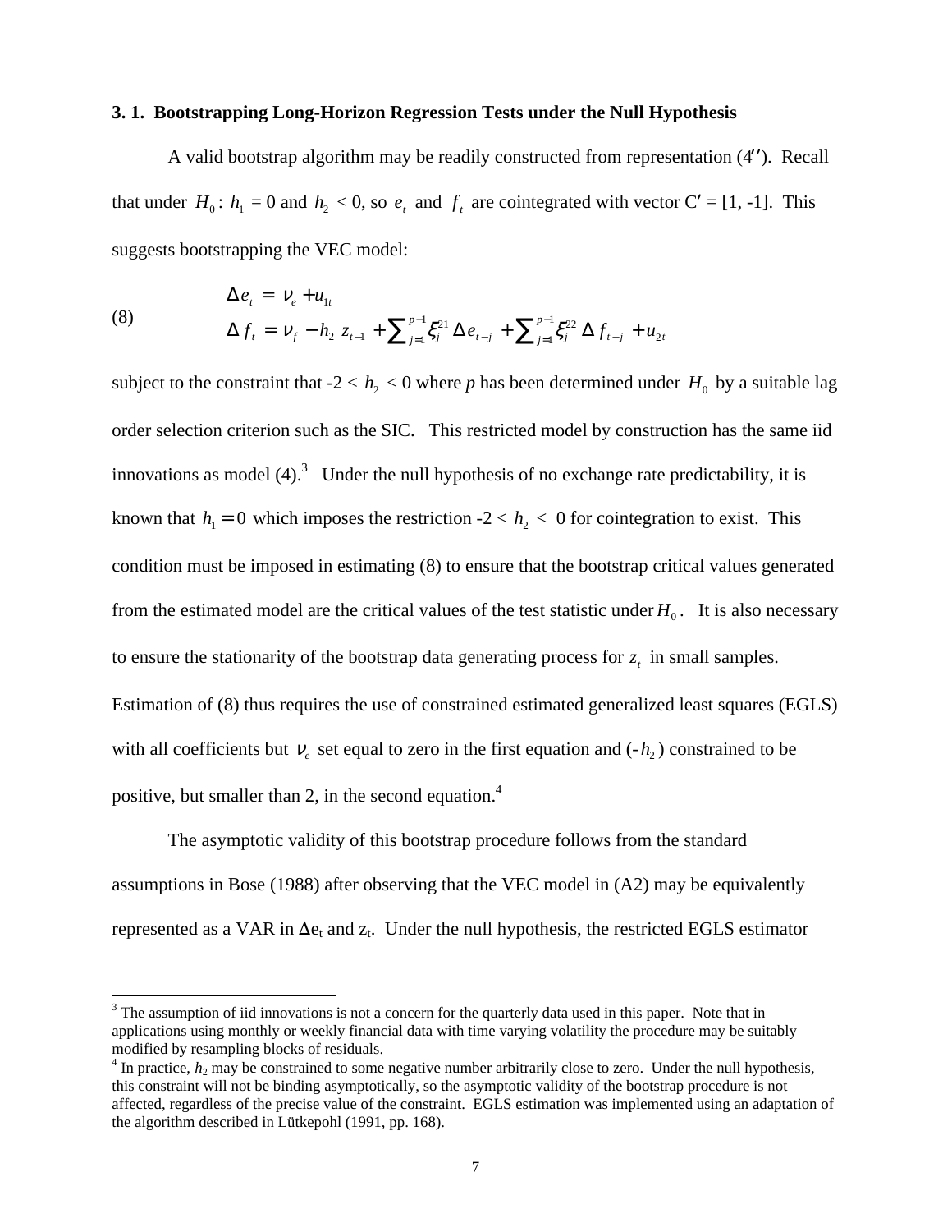### 3. 1. Bootstrapping Long-Horizon Regression Tests under the Null Hypothesis

A valid bootstrap algorithm may be readily constructed from representation (4′′). Recall that under $H_0: h_1 = 0$ and $h_2 < 0$, so $e_t$ and $f_t$ are cointegrated with vector C′ = [1, -1]. This suggests bootstrapping the VEC model:

$$
\text{(8)} \qquad \begin{aligned} \Delta e_t &= \nu_e + u_{1t} \\ \Delta f_t &= \nu_f - h_2 \, z_{t-1} + \sum\nolimits_{j=1}^{p-1} \xi_j^{21} \, \Delta e_{t-j} + \sum\nolimits_{j=1}^{p-1} \xi_j^{22} \, \Delta f_{t-j} + u_{2t} \end{aligned}
$$

subject to the constraint that $-2 < h_2 < 0$ where *p* has been determined under $H_0$ by a suitable lag order selection criterion such as the SIC. This restricted model by construction has the same iid innovations as model (4).[3] Under the null hypothesis of no exchange rate predictability, it is known that $h_1 = 0$ which imposes the restriction $-2 < h_2 < 0$ for cointegration to exist. This condition must be imposed in estimating (8) to ensure that the bootstrap critical values generated from the estimated model are the critical values of the test statistic under $H_0$. It is also necessary to ensure the stationarity of the bootstrap data generating process for $z_t$ in small samples. Estimation of (8) thus requires the use of constrained estimated generalized least squares (EGLS) with all coefficients but $\nu_e$ set equal to zero in the first equation and ($-h_2$) constrained to be positive, but smaller than 2, in the second equation.[4]

The asymptotic validity of this bootstrap procedure follows from the standard assumptions in Bose (1988) after observing that the VEC model in (A2) may be equivalently represented as a VAR in $\Delta e_t$ and $z_t$. Under the null hypothesis, the restricted EGLS estimator

---

[3] The assumption of iid innovations is not a concern for the quarterly data used in this paper. Note that in applications using monthly or weekly financial data with time varying volatility the procedure may be suitably modified by resampling blocks of residuals.

[4] In practice, $h_2$ may be constrained to some negative number arbitrarily close to zero. Under the null hypothesis, this constraint will not be binding asymptotically, so the asymptotic validity of the bootstrap procedure is not affected, regardless of the precise value of the constraint. EGLS estimation was implemented using an adaptation of the algorithm described in Lütkepohl (1991, pp. 168).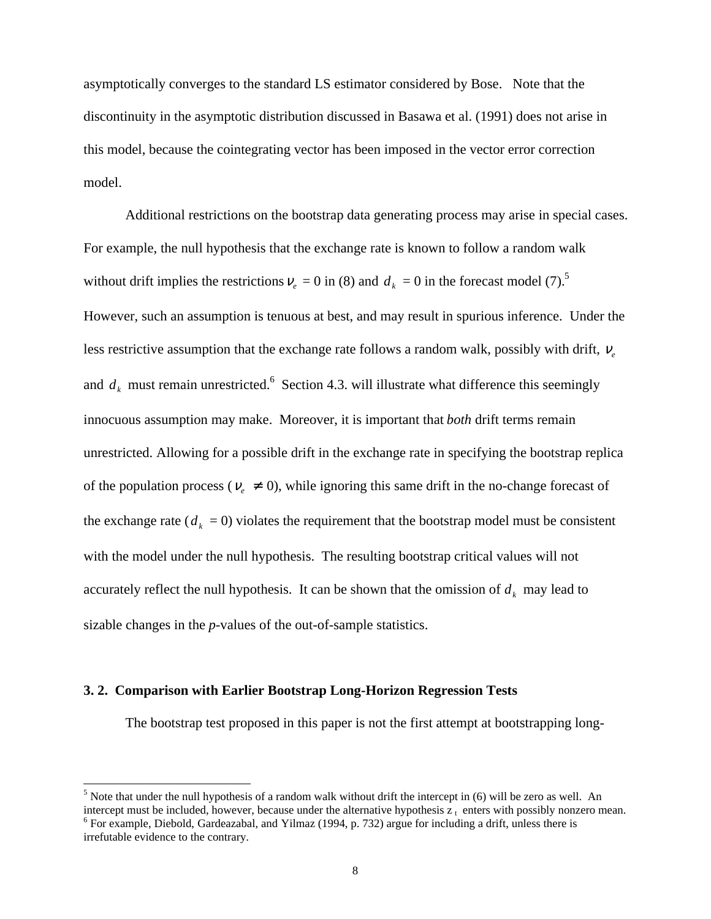asymptotically converges to the standard LS estimator considered by Bose. Note that the discontinuity in the asymptotic distribution discussed in Basawa et al. (1991) does not arise in this model, because the cointegrating vector has been imposed in the vector error correction model.

Additional restrictions on the bootstrap data generating process may arise in special cases. For example, the null hypothesis that the exchange rate is known to follow a random walk without drift implies the restrictions $\nu_e = 0$ in (8) and $d_k = 0$ in the forecast model (7).[5] However, such an assumption is tenuous at best, and may result in spurious inference. Under the less restrictive assumption that the exchange rate follows a random walk, possibly with drift, $\nu_e$ and $d_k$ must remain unrestricted.[6] Section 4.3. will illustrate what difference this seemingly innocuous assumption may make. Moreover, it is important that *both* drift terms remain unrestricted. Allowing for a possible drift in the exchange rate in specifying the bootstrap replica of the population process ($\nu_e \neq 0$), while ignoring this same drift in the no-change forecast of the exchange rate ($d_k = 0$) violates the requirement that the bootstrap model must be consistent with the model under the null hypothesis. The resulting bootstrap critical values will not accurately reflect the null hypothesis. It can be shown that the omission of $d_k$ may lead to sizable changes in the *p*-values of the out-of-sample statistics.

### 3. 2. Comparison with Earlier Bootstrap Long-Horizon Regression Tests

The bootstrap test proposed in this paper is not the first attempt at bootstrapping long-

---

[5] Note that under the null hypothesis of a random walk without drift the intercept in (6) will be zero as well. An intercept must be included, however, because under the alternative hypothesis $z_t$ enters with possibly nonzero mean.

[6] For example, Diebold, Gardeazabal, and Yilmaz (1994, p. 732) argue for including a drift, unless there is irrefutable evidence to the contrary.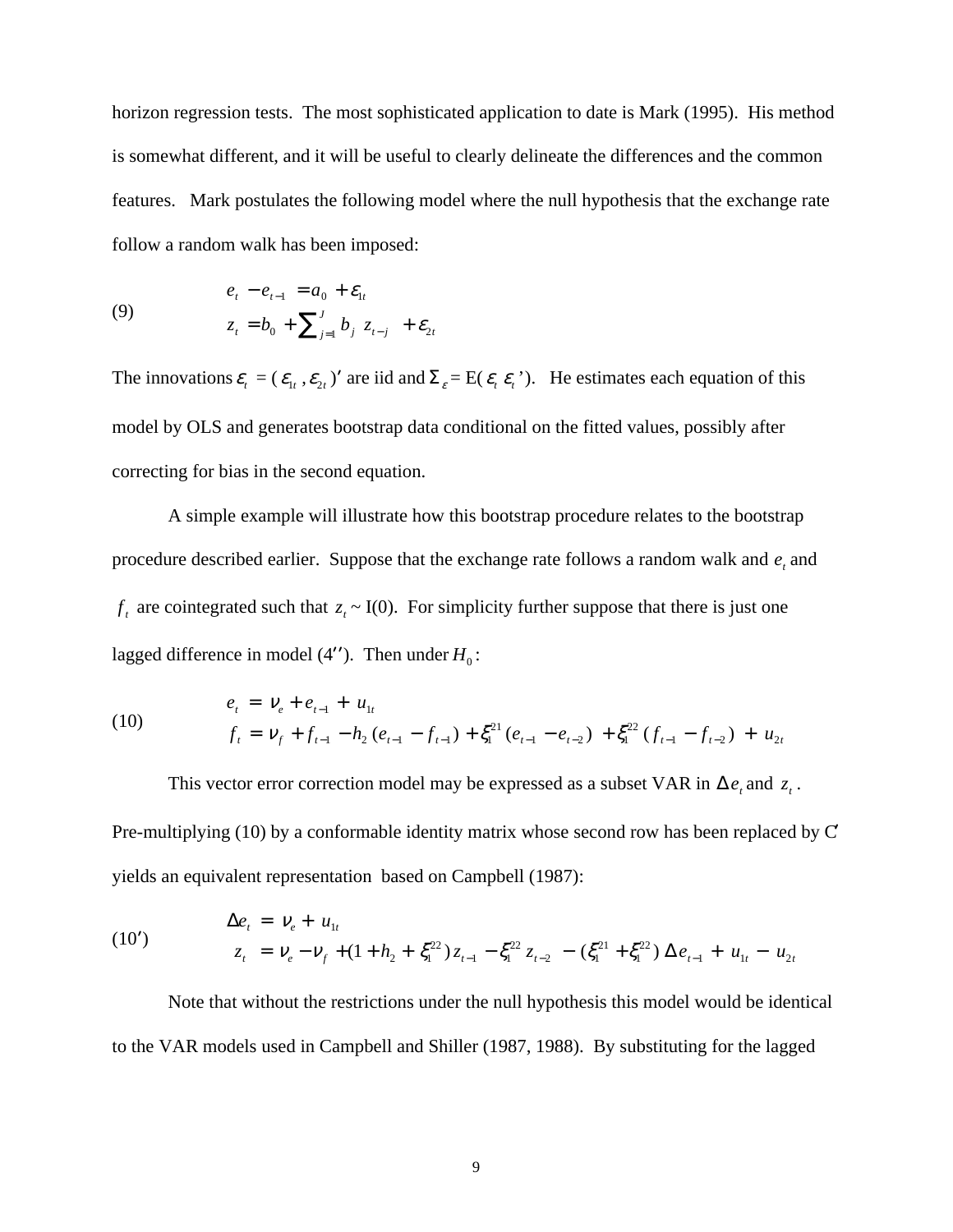horizon regression tests. The most sophisticated application to date is Mark (1995). His method is somewhat different, and it will be useful to clearly delineate the differences and the common features. Mark postulates the following model where the null hypothesis that the exchange rate follow a random walk has been imposed:

$$
(9) \qquad \begin{aligned} e_t - e_{t-1} &= a_0 + \varepsilon_{1t} \\ z_t &= b_0 + \sum_{j=1}^{J} b_j \, z_{t-j} + \varepsilon_{2t} \end{aligned}
$$

The innovations $\varepsilon_t = (\varepsilon_{1t}, \varepsilon_{2t})'$ are iid and $\Sigma_\varepsilon = \text{E}(\varepsilon_t \, \varepsilon_t')$. He estimates each equation of this model by OLS and generates bootstrap data conditional on the fitted values, possibly after correcting for bias in the second equation.

A simple example will illustrate how this bootstrap procedure relates to the bootstrap procedure described earlier. Suppose that the exchange rate follows a random walk and $e_t$ and $f_t$ are cointegrated such that $z_t \sim$ I(0). For simplicity further suppose that there is just one lagged difference in model (4′′). Then under $H_0$:

$$
(10) \qquad \begin{aligned} e_t &= \nu_e + e_{t-1} + u_{1t} \\ f_t &= \nu_f + f_{t-1} - h_2 \, (e_{t-1} - f_{t-1}) + \xi_1^{21} (e_{t-1} - e_{t-2}) + \xi_1^{22} \, (f_{t-1} - f_{t-2}) + u_{2t} \end{aligned}
$$

This vector error correction model may be expressed as a subset VAR in $\Delta e_t$ and $z_t$. Pre-multiplying (10) by a conformable identity matrix whose second row has been replaced by C′ yields an equivalent representation based on Campbell (1987):

$$
(10') \qquad \begin{aligned} \Delta e_t &= \nu_e + u_{1t} \\ z_t &= \nu_e - \nu_f + (1 + h_2 + \xi_1^{22}) \, z_{t-1} - \xi_1^{22} \, z_{t-2} - (\xi_1^{21} + \xi_1^{22}) \, \Delta e_{t-1} + u_{1t} - u_{2t} \end{aligned}
$$

Note that without the restrictions under the null hypothesis this model would be identical to the VAR models used in Campbell and Shiller (1987, 1988). By substituting for the lagged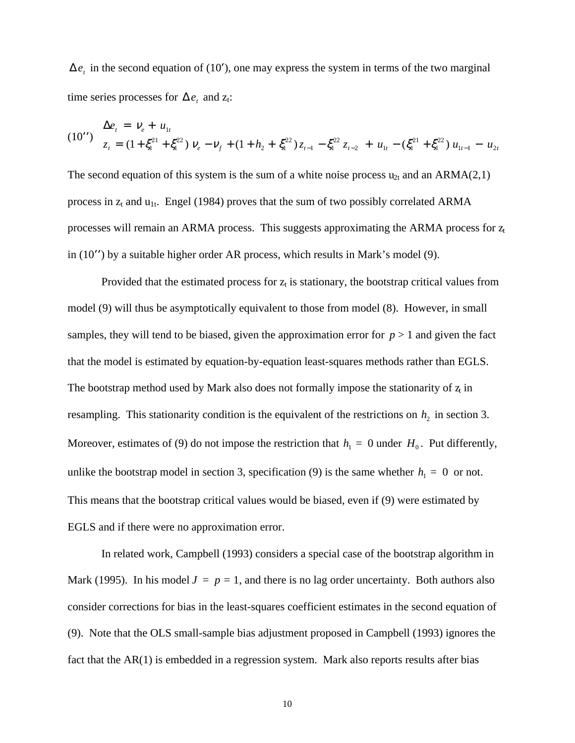$\Delta e_t$ in the second equation of (10′), one may express the system in terms of the two marginal time series processes for $\Delta e_t$ and $z_t$:

$$
(10'') \quad
\begin{aligned}
\Delta e_t &= \nu_e + u_{1t} \\
z_t &= (1+\xi_1^{21}+\xi_1^{22})\,\nu_e - \nu_f + (1+h_2+\xi_1^{22})\,z_{t-1} - \xi_1^{22}\,z_{t-2} + u_{1t} - (\xi_1^{21}+\xi_1^{22})\,u_{1t-1} - u_{2t}
\end{aligned}
$$

The second equation of this system is the sum of a white noise process $u_{2t}$ and an ARMA(2,1) process in $z_t$ and $u_{1t}$. Engel (1984) proves that the sum of two possibly correlated ARMA processes will remain an ARMA process. This suggests approximating the ARMA process for $z_t$ in (10′′) by a suitable higher order AR process, which results in Mark's model (9).

Provided that the estimated process for $z_t$ is stationary, the bootstrap critical values from model (9) will thus be asymptotically equivalent to those from model (8). However, in small samples, they will tend to be biased, given the approximation error for $p > 1$ and given the fact that the model is estimated by equation-by-equation least-squares methods rather than EGLS. The bootstrap method used by Mark also does not formally impose the stationarity of $z_t$ in resampling. This stationarity condition is the equivalent of the restrictions on $h_2$ in section 3. Moreover, estimates of (9) do not impose the restriction that $h_1 = 0$ under $H_0$. Put differently, unlike the bootstrap model in section 3, specification (9) is the same whether $h_1 = 0$ or not. This means that the bootstrap critical values would be biased, even if (9) were estimated by EGLS and if there were no approximation error.

In related work, Campbell (1993) considers a special case of the bootstrap algorithm in Mark (1995). In his model $J = p = 1$, and there is no lag order uncertainty. Both authors also consider corrections for bias in the least-squares coefficient estimates in the second equation of (9). Note that the OLS small-sample bias adjustment proposed in Campbell (1993) ignores the fact that the AR(1) is embedded in a regression system. Mark also reports results after bias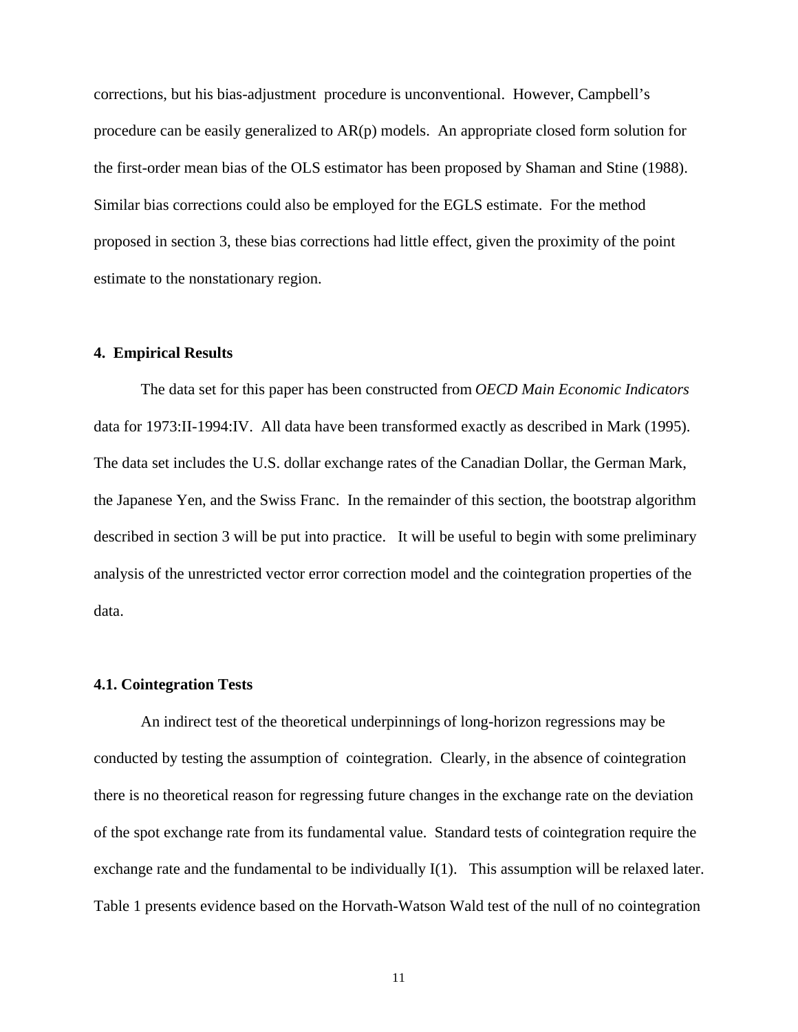corrections, but his bias-adjustment procedure is unconventional. However, Campbell's procedure can be easily generalized to AR(p) models. An appropriate closed form solution for the first-order mean bias of the OLS estimator has been proposed by Shaman and Stine (1988). Similar bias corrections could also be employed for the EGLS estimate. For the method proposed in section 3, these bias corrections had little effect, given the proximity of the point estimate to the nonstationary region.

## 4. Empirical Results

The data set for this paper has been constructed from *OECD Main Economic Indicators* data for 1973:II-1994:IV. All data have been transformed exactly as described in Mark (1995). The data set includes the U.S. dollar exchange rates of the Canadian Dollar, the German Mark, the Japanese Yen, and the Swiss Franc. In the remainder of this section, the bootstrap algorithm described in section 3 will be put into practice. It will be useful to begin with some preliminary analysis of the unrestricted vector error correction model and the cointegration properties of the data.

### 4.1. Cointegration Tests

An indirect test of the theoretical underpinnings of long-horizon regressions may be conducted by testing the assumption of cointegration. Clearly, in the absence of cointegration there is no theoretical reason for regressing future changes in the exchange rate on the deviation of the spot exchange rate from its fundamental value. Standard tests of cointegration require the exchange rate and the fundamental to be individually I(1). This assumption will be relaxed later. Table 1 presents evidence based on the Horvath-Watson Wald test of the null of no cointegration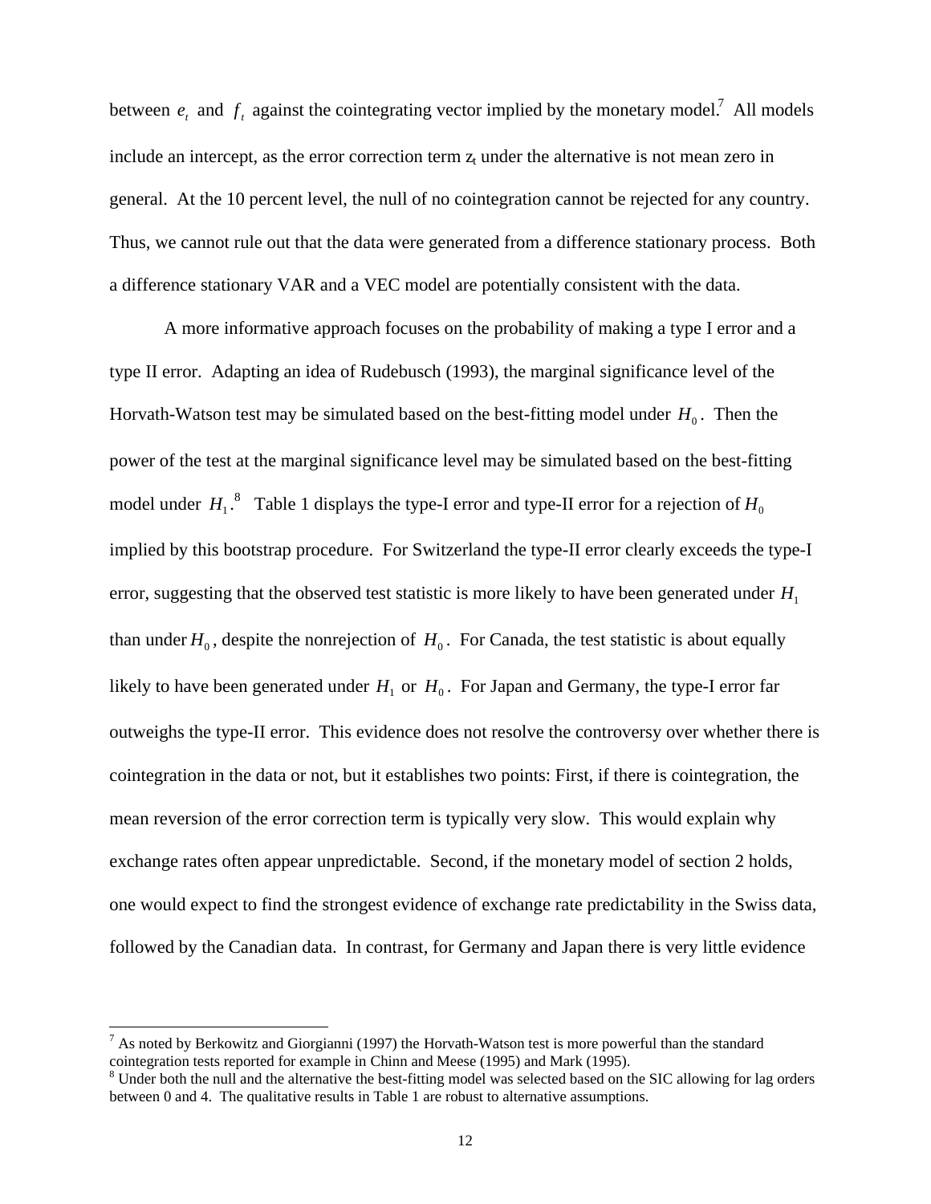between $e_t$ and $f_t$ against the cointegrating vector implied by the monetary model.[7] All models include an intercept, as the error correction term $z_t$ under the alternative is not mean zero in general. At the 10 percent level, the null of no cointegration cannot be rejected for any country. Thus, we cannot rule out that the data were generated from a difference stationary process. Both a difference stationary VAR and a VEC model are potentially consistent with the data.

A more informative approach focuses on the probability of making a type I error and a type II error. Adapting an idea of Rudebusch (1993), the marginal significance level of the Horvath-Watson test may be simulated based on the best-fitting model under $H_0$. Then the power of the test at the marginal significance level may be simulated based on the best-fitting model under $H_1$.[8] Table 1 displays the type-I error and type-II error for a rejection of $H_0$ implied by this bootstrap procedure. For Switzerland the type-II error clearly exceeds the type-I error, suggesting that the observed test statistic is more likely to have been generated under $H_1$ than under $H_0$, despite the nonrejection of $H_0$. For Canada, the test statistic is about equally likely to have been generated under $H_1$ or $H_0$. For Japan and Germany, the type-I error far outweighs the type-II error. This evidence does not resolve the controversy over whether there is cointegration in the data or not, but it establishes two points: First, if there is cointegration, the mean reversion of the error correction term is typically very slow. This would explain why exchange rates often appear unpredictable. Second, if the monetary model of section 2 holds, one would expect to find the strongest evidence of exchange rate predictability in the Swiss data, followed by the Canadian data. In contrast, for Germany and Japan there is very little evidence

---

[7] As noted by Berkowitz and Giorgianni (1997) the Horvath-Watson test is more powerful than the standard cointegration tests reported for example in Chinn and Meese (1995) and Mark (1995).

[8] Under both the null and the alternative the best-fitting model was selected based on the SIC allowing for lag orders between 0 and 4. The qualitative results in Table 1 are robust to alternative assumptions.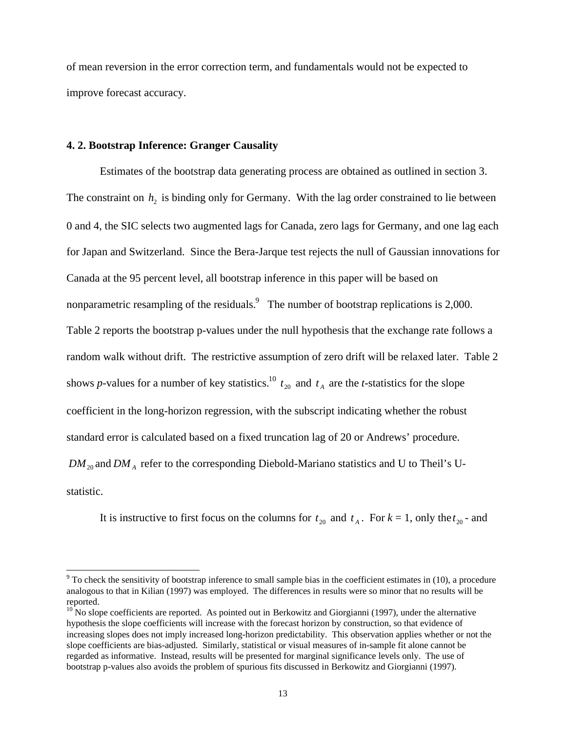of mean reversion in the error correction term, and fundamentals would not be expected to improve forecast accuracy.

### 4. 2. Bootstrap Inference: Granger Causality

Estimates of the bootstrap data generating process are obtained as outlined in section 3. The constraint on $h_2$ is binding only for Germany. With the lag order constrained to lie between 0 and 4, the SIC selects two augmented lags for Canada, zero lags for Germany, and one lag each for Japan and Switzerland. Since the Bera-Jarque test rejects the null of Gaussian innovations for Canada at the 95 percent level, all bootstrap inference in this paper will be based on nonparametric resampling of the residuals.[9] The number of bootstrap replications is 2,000. Table 2 reports the bootstrap p-values under the null hypothesis that the exchange rate follows a random walk without drift. The restrictive assumption of zero drift will be relaxed later. Table 2 shows *p*-values for a number of key statistics.[10] $t_{20}$ and $t_A$ are the *t*-statistics for the slope coefficient in the long-horizon regression, with the subscript indicating whether the robust standard error is calculated based on a fixed truncation lag of 20 or Andrews' procedure. $DM_{20}$ and $DM_A$ refer to the corresponding Diebold-Mariano statistics and U to Theil's U-statistic.

It is instructive to first focus on the columns for $t_{20}$ and $t_A$. For $k$ = 1, only the $t_{20}$- and

---

[9] To check the sensitivity of bootstrap inference to small sample bias in the coefficient estimates in (10), a procedure analogous to that in Kilian (1997) was employed. The differences in results were so minor that no results will be reported.

[10] No slope coefficients are reported. As pointed out in Berkowitz and Giorgianni (1997), under the alternative hypothesis the slope coefficients will increase with the forecast horizon by construction, so that evidence of increasing slopes does not imply increased long-horizon predictability. This observation applies whether or not the slope coefficients are bias-adjusted. Similarly, statistical or visual measures of in-sample fit alone cannot be regarded as informative. Instead, results will be presented for marginal significance levels only. The use of bootstrap p-values also avoids the problem of spurious fits discussed in Berkowitz and Giorgianni (1997).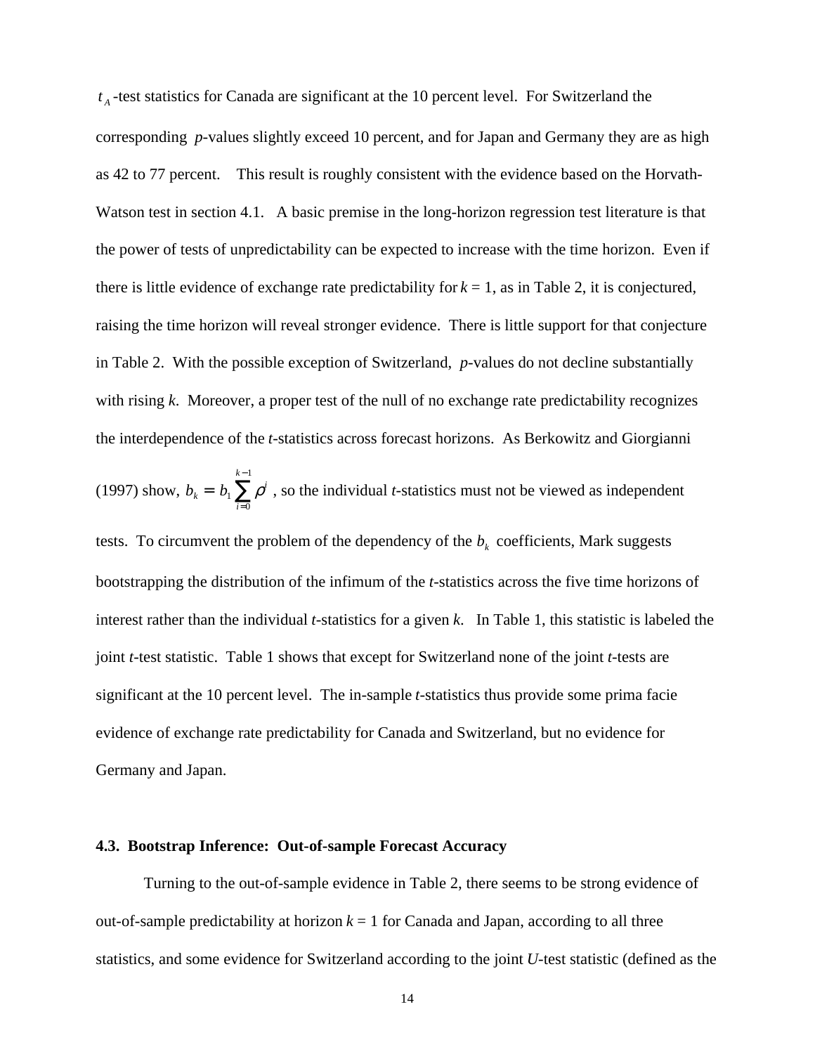$t_A$ -test statistics for Canada are significant at the 10 percent level. For Switzerland the corresponding *p*-values slightly exceed 10 percent, and for Japan and Germany they are as high as 42 to 77 percent. This result is roughly consistent with the evidence based on the Horvath-Watson test in section 4.1. A basic premise in the long-horizon regression test literature is that the power of tests of unpredictability can be expected to increase with the time horizon. Even if there is little evidence of exchange rate predictability for $k = 1$, as in Table 2, it is conjectured, raising the time horizon will reveal stronger evidence. There is little support for that conjecture in Table 2. With the possible exception of Switzerland, *p*-values do not decline substantially with rising *k*. Moreover, a proper test of the null of no exchange rate predictability recognizes the interdependence of the *t*-statistics across forecast horizons. As Berkowitz and Giorgianni (1997) show, $b_k = b_1 \sum_{i=0}^{k-1} \rho^i$ , so the individual *t*-statistics must not be viewed as independent tests. To circumvent the problem of the dependency of the $b_k$ coefficients, Mark suggests bootstrapping the distribution of the infimum of the *t*-statistics across the five time horizons of interest rather than the individual *t*-statistics for a given *k*. In Table 1, this statistic is labeled the joint *t*-test statistic. Table 1 shows that except for Switzerland none of the joint *t*-tests are significant at the 10 percent level. The in-sample *t*-statistics thus provide some prima facie evidence of exchange rate predictability for Canada and Switzerland, but no evidence for Germany and Japan.

### 4.3. Bootstrap Inference: Out-of-sample Forecast Accuracy

Turning to the out-of-sample evidence in Table 2, there seems to be strong evidence of out-of-sample predictability at horizon $k = 1$ for Canada and Japan, according to all three statistics, and some evidence for Switzerland according to the joint *U*-test statistic (defined as the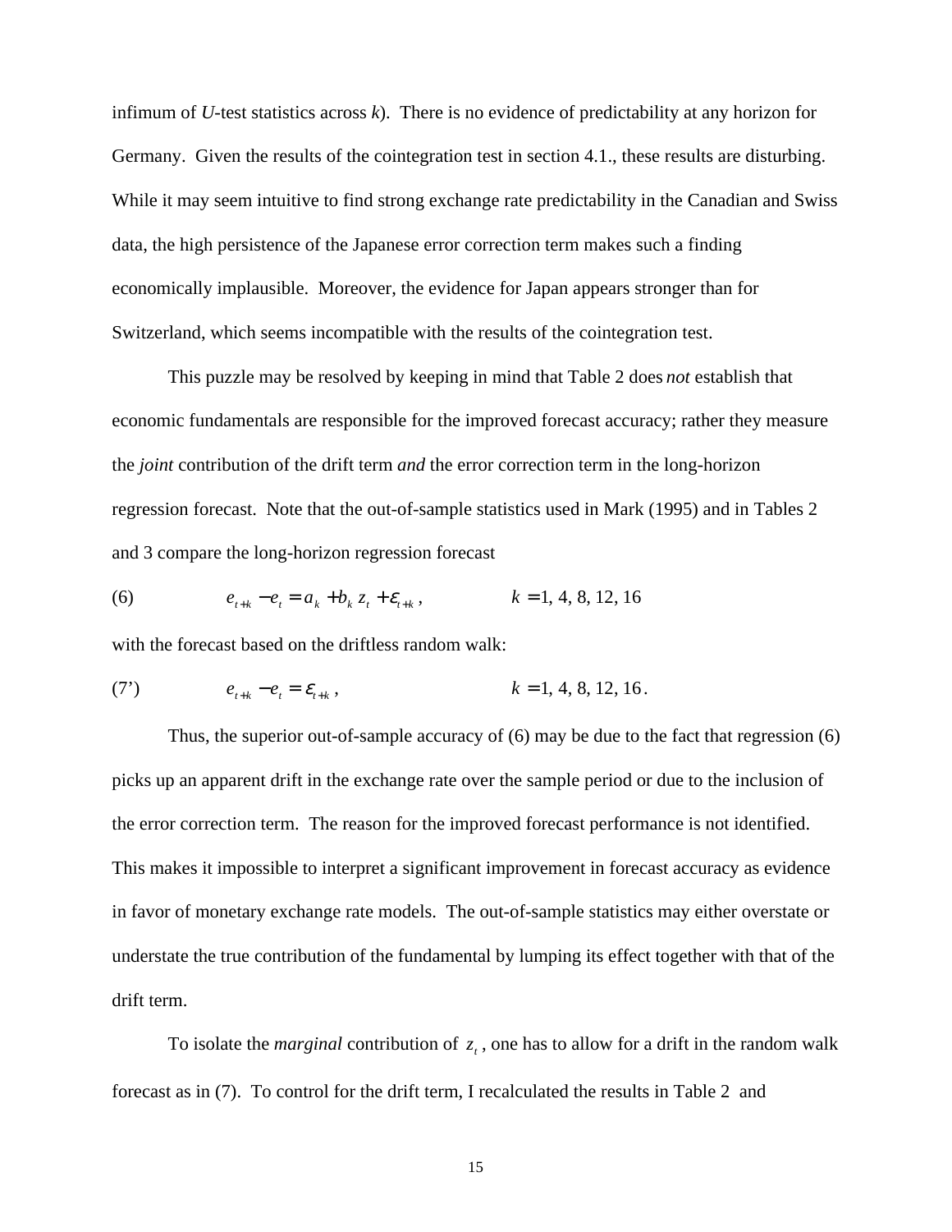infimum of *U*-test statistics across *k*). There is no evidence of predictability at any horizon for Germany. Given the results of the cointegration test in section 4.1., these results are disturbing. While it may seem intuitive to find strong exchange rate predictability in the Canadian and Swiss data, the high persistence of the Japanese error correction term makes such a finding economically implausible. Moreover, the evidence for Japan appears stronger than for Switzerland, which seems incompatible with the results of the cointegration test.

This puzzle may be resolved by keeping in mind that Table 2 does *not* establish that economic fundamentals are responsible for the improved forecast accuracy; rather they measure the *joint* contribution of the drift term *and* the error correction term in the long-horizon regression forecast. Note that the out-of-sample statistics used in Mark (1995) and in Tables 2 and 3 compare the long-horizon regression forecast

(6) $$e_{t+k} - e_t = a_k + b_k z_t + \varepsilon_{t+k}, \qquad k = 1, 4, 8, 12, 16$$

with the forecast based on the driftless random walk:

(7') $$e_{t+k} - e_t = \varepsilon_{t+k}, \qquad k = 1, 4, 8, 12, 16.$$

Thus, the superior out-of-sample accuracy of (6) may be due to the fact that regression (6) picks up an apparent drift in the exchange rate over the sample period or due to the inclusion of the error correction term. The reason for the improved forecast performance is not identified. This makes it impossible to interpret a significant improvement in forecast accuracy as evidence in favor of monetary exchange rate models. The out-of-sample statistics may either overstate or understate the true contribution of the fundamental by lumping its effect together with that of the drift term.

To isolate the *marginal* contribution of $z_t$, one has to allow for a drift in the random walk forecast as in (7). To control for the drift term, I recalculated the results in Table 2 and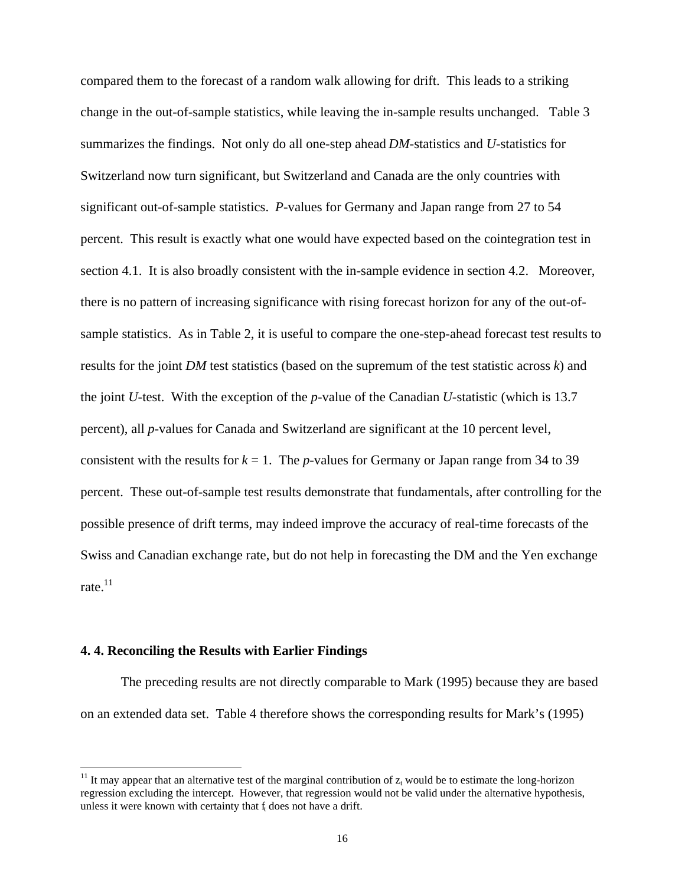compared them to the forecast of a random walk allowing for drift. This leads to a striking change in the out-of-sample statistics, while leaving the in-sample results unchanged. Table 3 summarizes the findings. Not only do all one-step ahead *DM*-statistics and *U*-statistics for Switzerland now turn significant, but Switzerland and Canada are the only countries with significant out-of-sample statistics. *P*-values for Germany and Japan range from 27 to 54 percent. This result is exactly what one would have expected based on the cointegration test in section 4.1. It is also broadly consistent with the in-sample evidence in section 4.2. Moreover, there is no pattern of increasing significance with rising forecast horizon for any of the out-of-sample statistics. As in Table 2, it is useful to compare the one-step-ahead forecast test results to results for the joint *DM* test statistics (based on the supremum of the test statistic across $k$) and the joint *U*-test. With the exception of the *p*-value of the Canadian *U*-statistic (which is 13.7 percent), all *p*-values for Canada and Switzerland are significant at the 10 percent level, consistent with the results for $k = 1$. The *p*-values for Germany or Japan range from 34 to 39 percent. These out-of-sample test results demonstrate that fundamentals, after controlling for the possible presence of drift terms, may indeed improve the accuracy of real-time forecasts of the Swiss and Canadian exchange rate, but do not help in forecasting the DM and the Yen exchange rate.[11]

## 4. 4. Reconciling the Results with Earlier Findings

The preceding results are not directly comparable to Mark (1995) because they are based on an extended data set. Table 4 therefore shows the corresponding results for Mark's (1995)

[11] It may appear that an alternative test of the marginal contribution of $z_t$ would be to estimate the long-horizon regression excluding the intercept. However, that regression would not be valid under the alternative hypothesis, unless it were known with certainty that $f_t$ does not have a drift.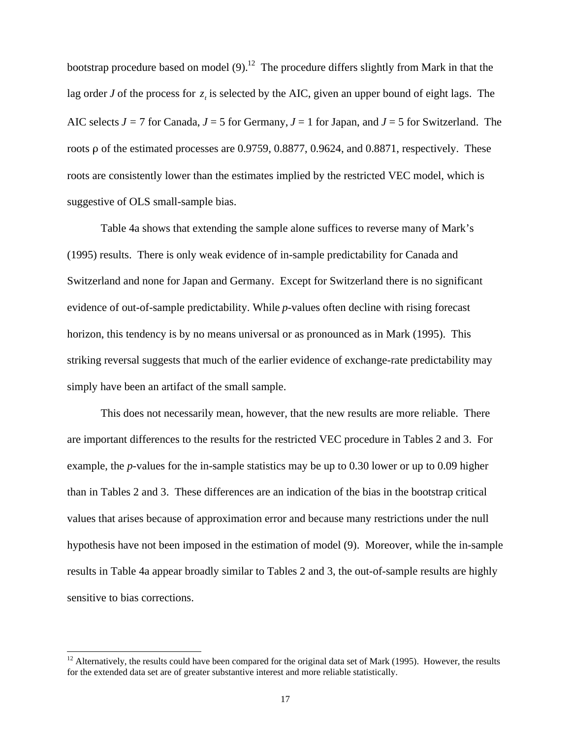bootstrap procedure based on model (9).[12] The procedure differs slightly from Mark in that the lag order *J* of the process for $z_t$ is selected by the AIC, given an upper bound of eight lags. The AIC selects $J = 7$ for Canada, $J = 5$ for Germany, $J = 1$ for Japan, and $J = 5$ for Switzerland. The roots $\rho$ of the estimated processes are 0.9759, 0.8877, 0.9624, and 0.8871, respectively. These roots are consistently lower than the estimates implied by the restricted VEC model, which is suggestive of OLS small-sample bias.

Table 4a shows that extending the sample alone suffices to reverse many of Mark's (1995) results. There is only weak evidence of in-sample predictability for Canada and Switzerland and none for Japan and Germany. Except for Switzerland there is no significant evidence of out-of-sample predictability. While *p*-values often decline with rising forecast horizon, this tendency is by no means universal or as pronounced as in Mark (1995). This striking reversal suggests that much of the earlier evidence of exchange-rate predictability may simply have been an artifact of the small sample.

This does not necessarily mean, however, that the new results are more reliable. There are important differences to the results for the restricted VEC procedure in Tables 2 and 3. For example, the *p*-values for the in-sample statistics may be up to 0.30 lower or up to 0.09 higher than in Tables 2 and 3. These differences are an indication of the bias in the bootstrap critical values that arises because of approximation error and because many restrictions under the null hypothesis have not been imposed in the estimation of model (9). Moreover, while the in-sample results in Table 4a appear broadly similar to Tables 2 and 3, the out-of-sample results are highly sensitive to bias corrections.

[12] Alternatively, the results could have been compared for the original data set of Mark (1995). However, the results for the extended data set are of greater substantive interest and more reliable statistically.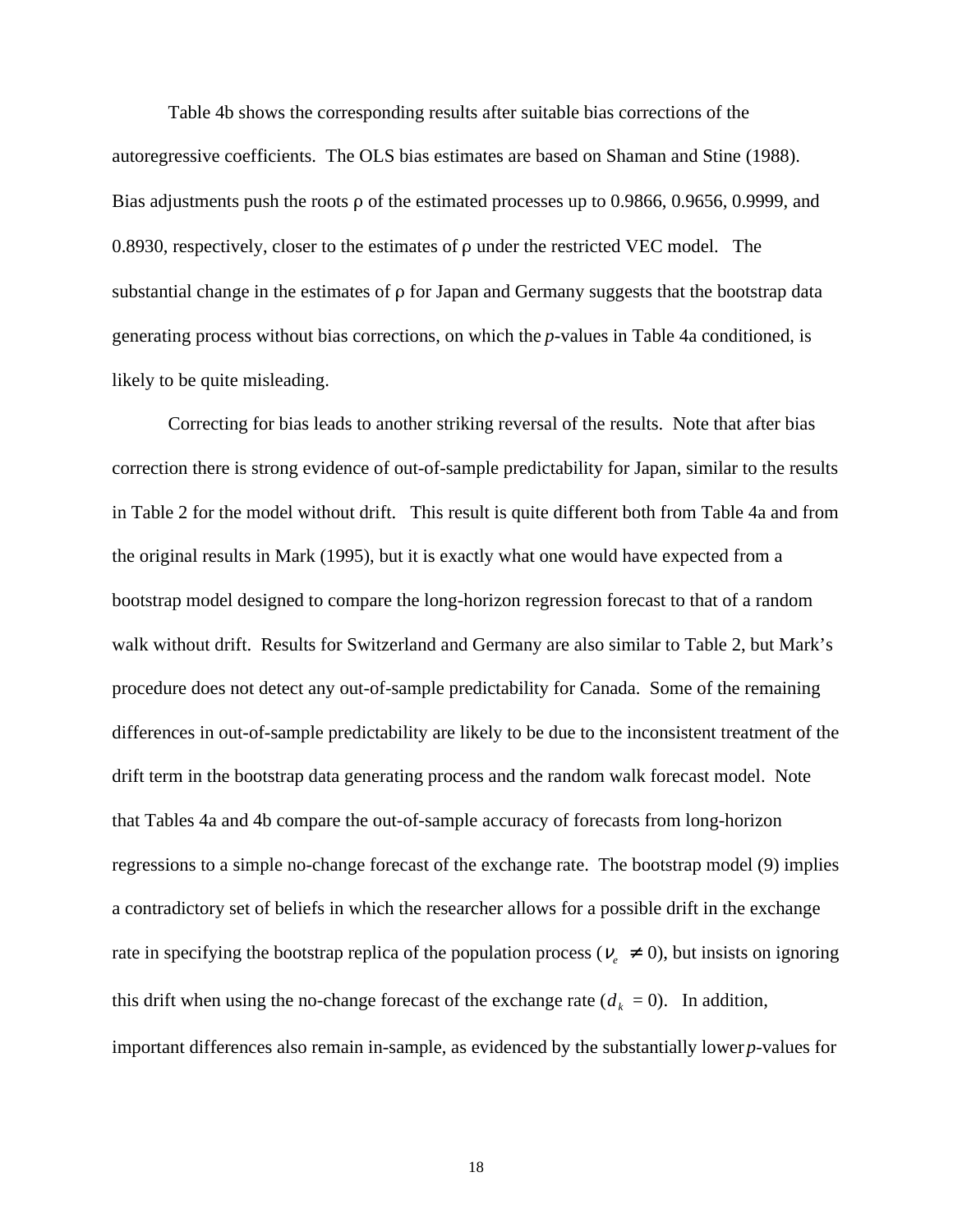Table 4b shows the corresponding results after suitable bias corrections of the autoregressive coefficients. The OLS bias estimates are based on Shaman and Stine (1988). Bias adjustments push the roots ρ of the estimated processes up to 0.9866, 0.9656, 0.9999, and 0.8930, respectively, closer to the estimates of ρ under the restricted VEC model. The substantial change in the estimates of ρ for Japan and Germany suggests that the bootstrap data generating process without bias corrections, on which the *p*-values in Table 4a conditioned, is likely to be quite misleading.

Correcting for bias leads to another striking reversal of the results. Note that after bias correction there is strong evidence of out-of-sample predictability for Japan, similar to the results in Table 2 for the model without drift. This result is quite different both from Table 4a and from the original results in Mark (1995), but it is exactly what one would have expected from a bootstrap model designed to compare the long-horizon regression forecast to that of a random walk without drift. Results for Switzerland and Germany are also similar to Table 2, but Mark's procedure does not detect any out-of-sample predictability for Canada. Some of the remaining differences in out-of-sample predictability are likely to be due to the inconsistent treatment of the drift term in the bootstrap data generating process and the random walk forecast model. Note that Tables 4a and 4b compare the out-of-sample accuracy of forecasts from long-horizon regressions to a simple no-change forecast of the exchange rate. The bootstrap model (9) implies a contradictory set of beliefs in which the researcher allows for a possible drift in the exchange rate in specifying the bootstrap replica of the population process ($\nu_e \neq 0$), but insists on ignoring this drift when using the no-change forecast of the exchange rate ($d_k = 0$). In addition, important differences also remain in-sample, as evidenced by the substantially lower *p*-values for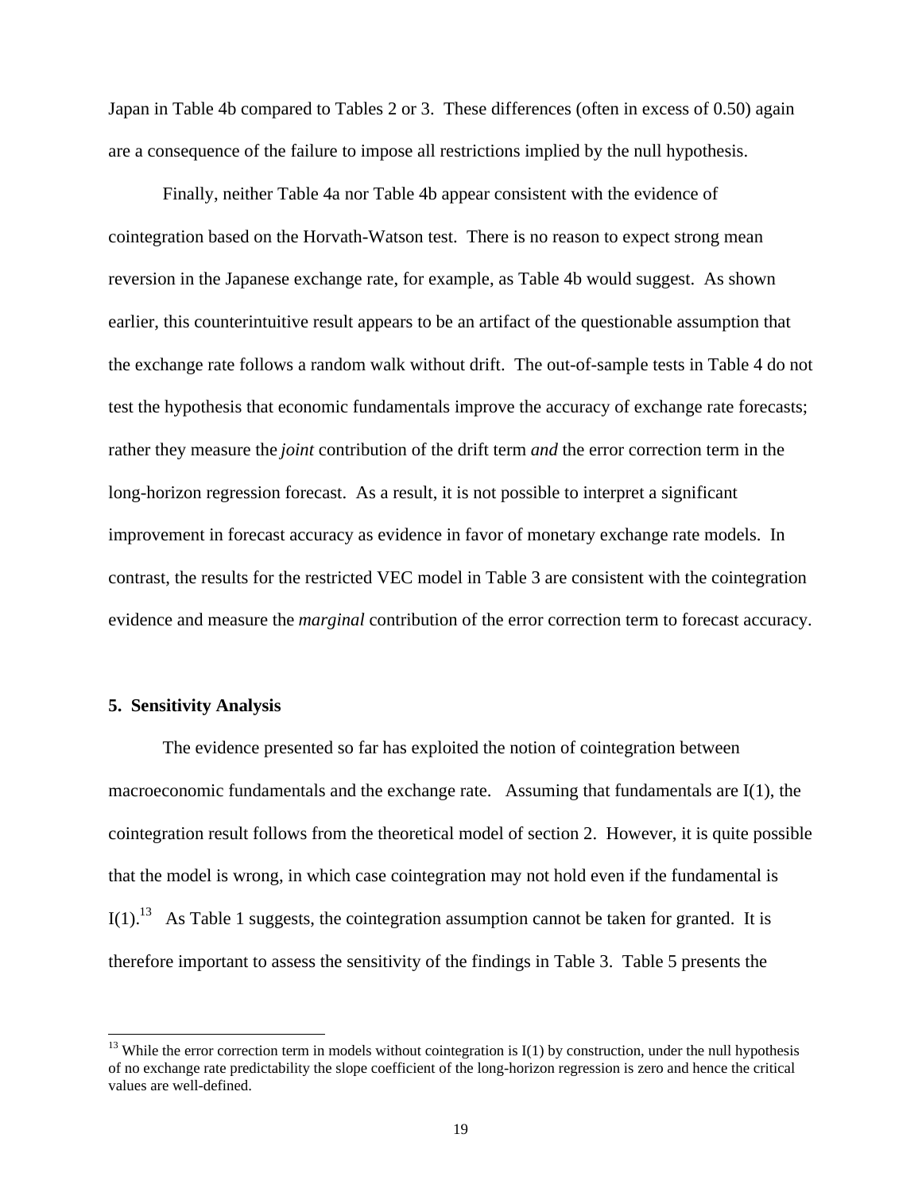Japan in Table 4b compared to Tables 2 or 3. These differences (often in excess of 0.50) again are a consequence of the failure to impose all restrictions implied by the null hypothesis.

Finally, neither Table 4a nor Table 4b appear consistent with the evidence of cointegration based on the Horvath-Watson test. There is no reason to expect strong mean reversion in the Japanese exchange rate, for example, as Table 4b would suggest. As shown earlier, this counterintuitive result appears to be an artifact of the questionable assumption that the exchange rate follows a random walk without drift. The out-of-sample tests in Table 4 do not test the hypothesis that economic fundamentals improve the accuracy of exchange rate forecasts; rather they measure the *joint* contribution of the drift term *and* the error correction term in the long-horizon regression forecast. As a result, it is not possible to interpret a significant improvement in forecast accuracy as evidence in favor of monetary exchange rate models. In contrast, the results for the restricted VEC model in Table 3 are consistent with the cointegration evidence and measure the *marginal* contribution of the error correction term to forecast accuracy.

## 5. Sensitivity Analysis

The evidence presented so far has exploited the notion of cointegration between macroeconomic fundamentals and the exchange rate. Assuming that fundamentals are I(1), the cointegration result follows from the theoretical model of section 2. However, it is quite possible that the model is wrong, in which case cointegration may not hold even if the fundamental is I(1).[13] As Table 1 suggests, the cointegration assumption cannot be taken for granted. It is therefore important to assess the sensitivity of the findings in Table 3. Table 5 presents the

[13] While the error correction term in models without cointegration is I(1) by construction, under the null hypothesis of no exchange rate predictability the slope coefficient of the long-horizon regression is zero and hence the critical values are well-defined.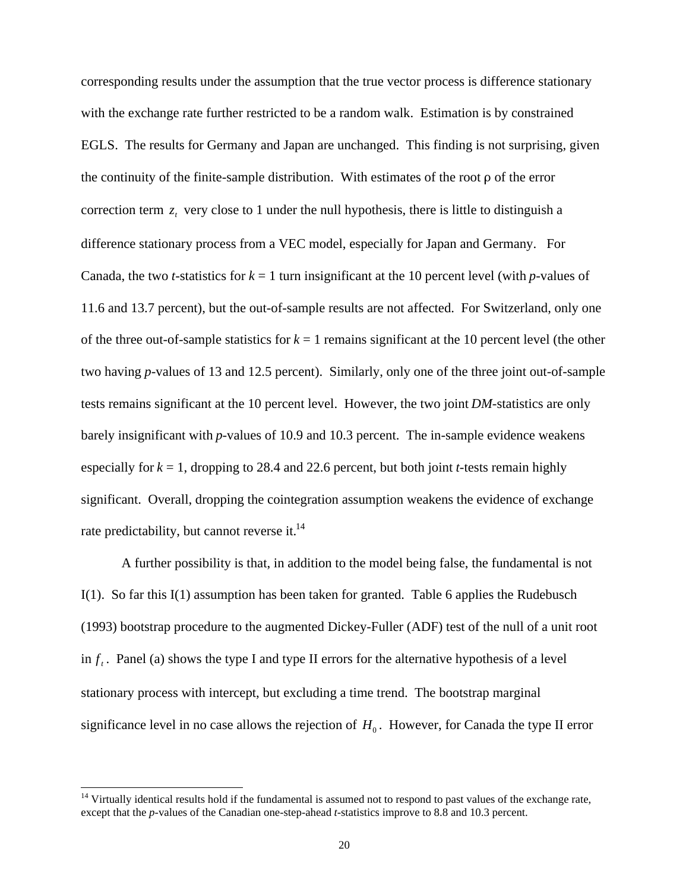corresponding results under the assumption that the true vector process is difference stationary with the exchange rate further restricted to be a random walk. Estimation is by constrained EGLS. The results for Germany and Japan are unchanged. This finding is not surprising, given the continuity of the finite-sample distribution. With estimates of the root $\rho$ of the error correction term $z_t$ very close to 1 under the null hypothesis, there is little to distinguish a difference stationary process from a VEC model, especially for Japan and Germany. For Canada, the two *t*-statistics for $k = 1$ turn insignificant at the 10 percent level (with *p*-values of 11.6 and 13.7 percent), but the out-of-sample results are not affected. For Switzerland, only one of the three out-of-sample statistics for $k = 1$ remains significant at the 10 percent level (the other two having *p*-values of 13 and 12.5 percent). Similarly, only one of the three joint out-of-sample tests remains significant at the 10 percent level. However, the two joint *DM*-statistics are only barely insignificant with *p*-values of 10.9 and 10.3 percent. The in-sample evidence weakens especially for $k = 1$, dropping to 28.4 and 22.6 percent, but both joint *t*-tests remain highly significant. Overall, dropping the cointegration assumption weakens the evidence of exchange rate predictability, but cannot reverse it.[14]

A further possibility is that, in addition to the model being false, the fundamental is not I(1). So far this I(1) assumption has been taken for granted. Table 6 applies the Rudebusch (1993) bootstrap procedure to the augmented Dickey-Fuller (ADF) test of the null of a unit root in $f_t$. Panel (a) shows the type I and type II errors for the alternative hypothesis of a level stationary process with intercept, but excluding a time trend. The bootstrap marginal significance level in no case allows the rejection of $H_0$. However, for Canada the type II error

[14] Virtually identical results hold if the fundamental is assumed not to respond to past values of the exchange rate, except that the *p*-values of the Canadian one-step-ahead *t*-statistics improve to 8.8 and 10.3 percent.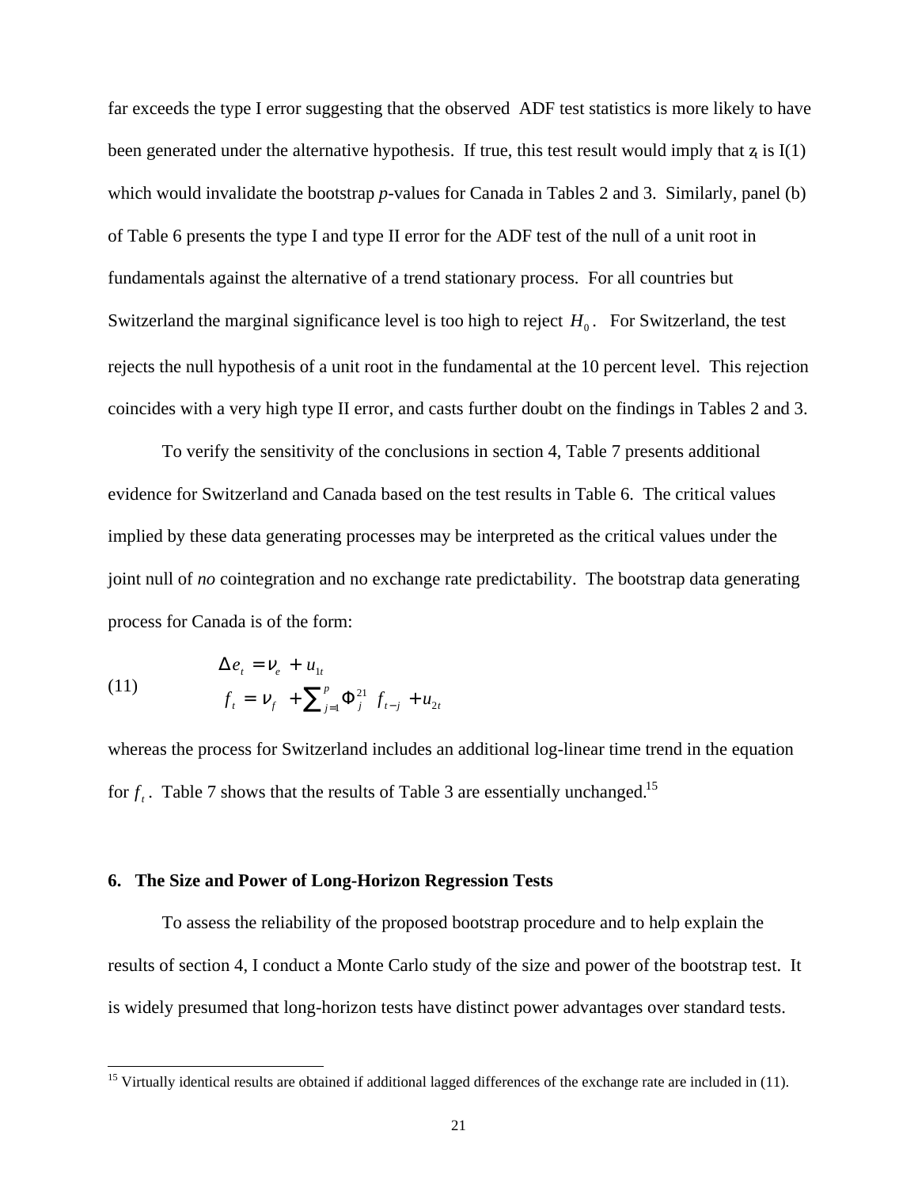far exceeds the type I error suggesting that the observed ADF test statistics is more likely to have been generated under the alternative hypothesis. If true, this test result would imply that $z_t$ is I(1) which would invalidate the bootstrap *p*-values for Canada in Tables 2 and 3. Similarly, panel (b) of Table 6 presents the type I and type II error for the ADF test of the null of a unit root in fundamentals against the alternative of a trend stationary process. For all countries but Switzerland the marginal significance level is too high to reject $H_0$. For Switzerland, the test rejects the null hypothesis of a unit root in the fundamental at the 10 percent level. This rejection coincides with a very high type II error, and casts further doubt on the findings in Tables 2 and 3.

To verify the sensitivity of the conclusions in section 4, Table 7 presents additional evidence for Switzerland and Canada based on the test results in Table 6. The critical values implied by these data generating processes may be interpreted as the critical values under the joint null of *no* cointegration and no exchange rate predictability. The bootstrap data generating process for Canada is of the form:

$$
\begin{aligned}
\Delta e_t &= \nu_e + u_{1t} \\
f_t &= \nu_f + \sum_{j=1}^{p} \Phi_j^{21} f_{t-j} + u_{2t}
\end{aligned}
\tag{11}
$$

whereas the process for Switzerland includes an additional log-linear time trend in the equation for $f_t$. Table 7 shows that the results of Table 3 are essentially unchanged.[15]

## 6. The Size and Power of Long-Horizon Regression Tests

To assess the reliability of the proposed bootstrap procedure and to help explain the results of section 4, I conduct a Monte Carlo study of the size and power of the bootstrap test. It is widely presumed that long-horizon tests have distinct power advantages over standard tests.

[15] Virtually identical results are obtained if additional lagged differences of the exchange rate are included in (11).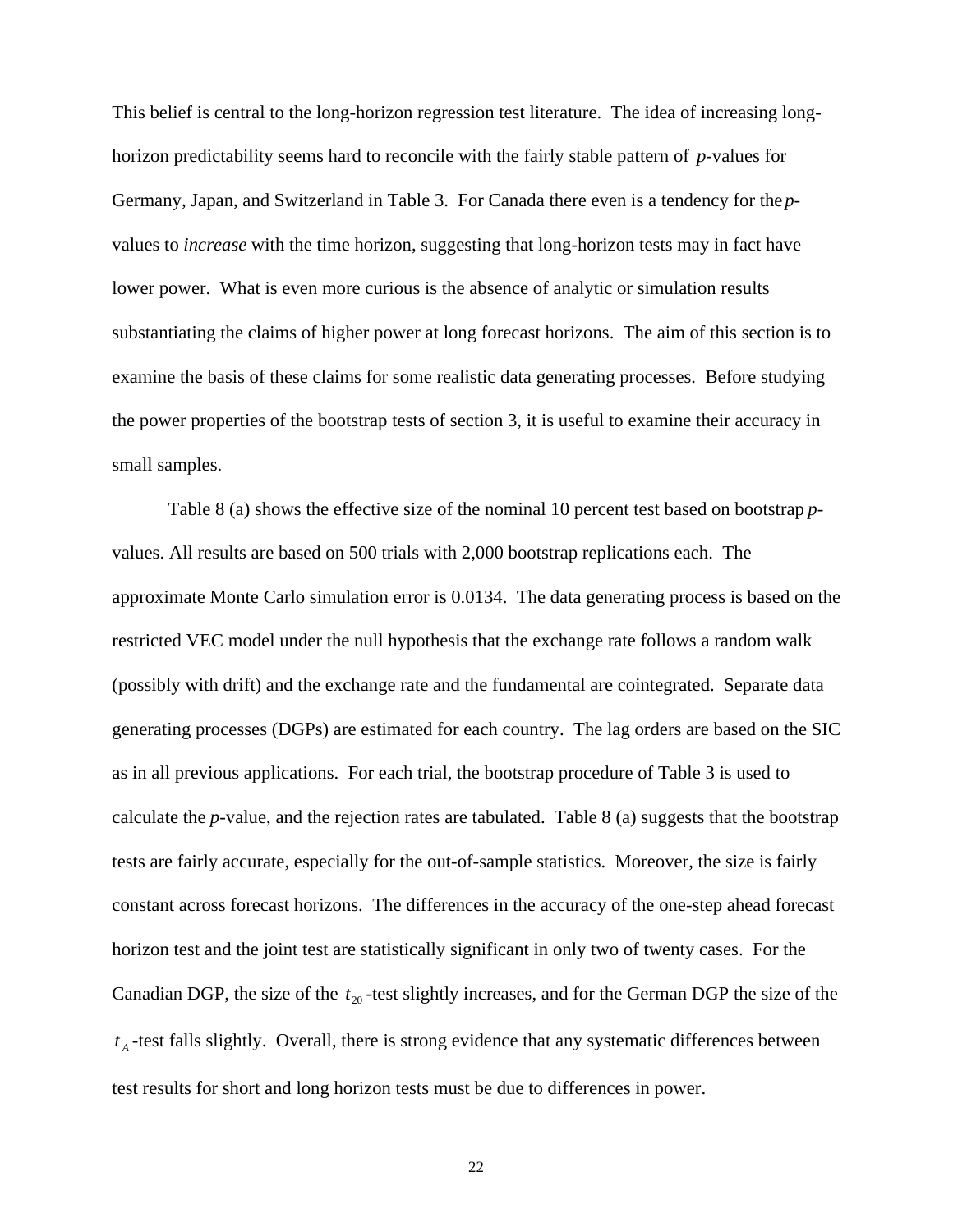This belief is central to the long-horizon regression test literature. The idea of increasing long-horizon predictability seems hard to reconcile with the fairly stable pattern of $p$-values for Germany, Japan, and Switzerland in Table 3. For Canada there even is a tendency for the $p$-values to *increase* with the time horizon, suggesting that long-horizon tests may in fact have lower power. What is even more curious is the absence of analytic or simulation results substantiating the claims of higher power at long forecast horizons. The aim of this section is to examine the basis of these claims for some realistic data generating processes. Before studying the power properties of the bootstrap tests of section 3, it is useful to examine their accuracy in small samples.

Table 8 (a) shows the effective size of the nominal 10 percent test based on bootstrap $p$-values. All results are based on 500 trials with 2,000 bootstrap replications each. The approximate Monte Carlo simulation error is 0.0134. The data generating process is based on the restricted VEC model under the null hypothesis that the exchange rate follows a random walk (possibly with drift) and the exchange rate and the fundamental are cointegrated. Separate data generating processes (DGPs) are estimated for each country. The lag orders are based on the SIC as in all previous applications. For each trial, the bootstrap procedure of Table 3 is used to calculate the $p$-value, and the rejection rates are tabulated. Table 8 (a) suggests that the bootstrap tests are fairly accurate, especially for the out-of-sample statistics. Moreover, the size is fairly constant across forecast horizons. The differences in the accuracy of the one-step ahead forecast horizon test and the joint test are statistically significant in only two of twenty cases. For the Canadian DGP, the size of the $t_{20}$-test slightly increases, and for the German DGP the size of the $t_A$-test falls slightly. Overall, there is strong evidence that any systematic differences between test results for short and long horizon tests must be due to differences in power.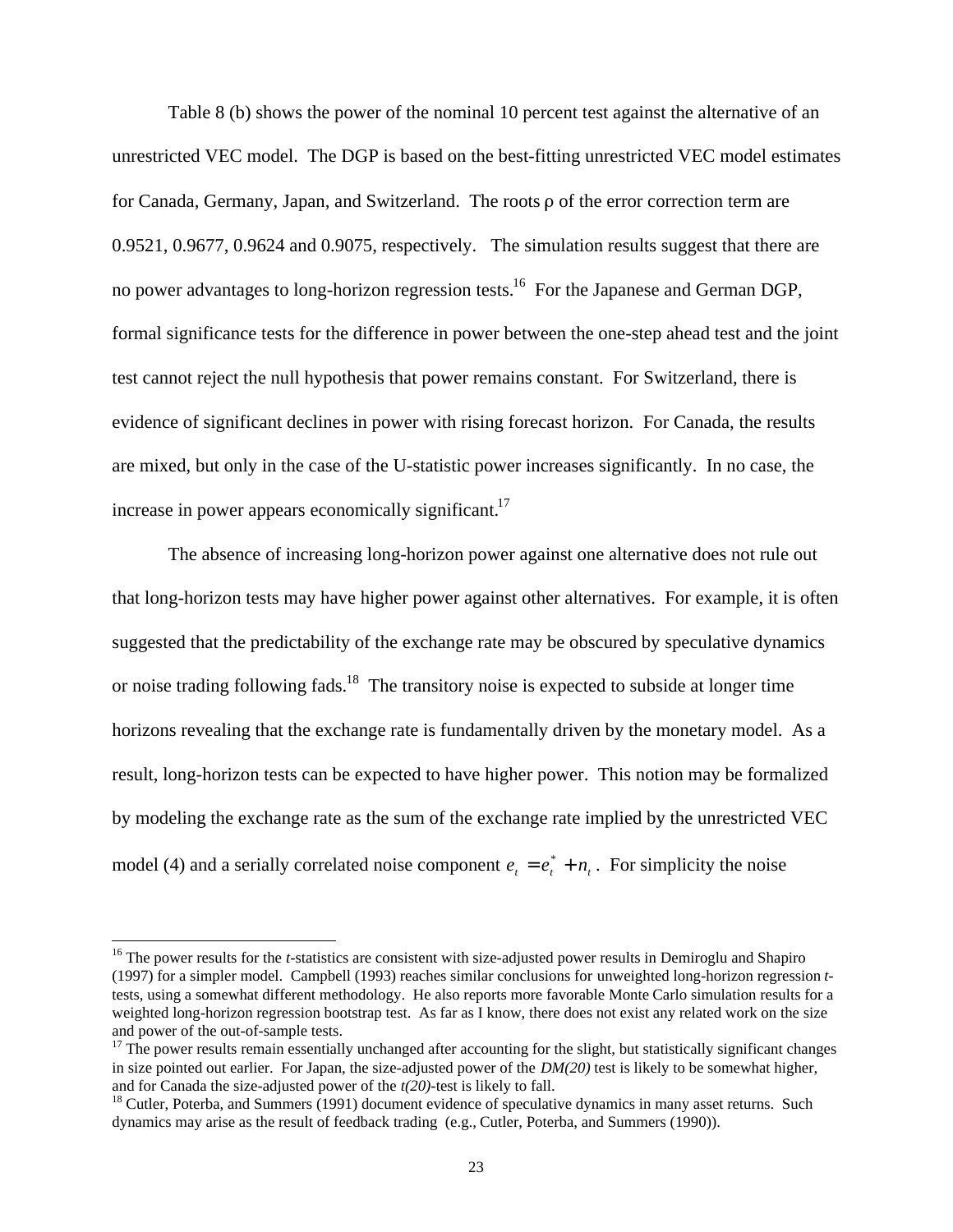Table 8 (b) shows the power of the nominal 10 percent test against the alternative of an unrestricted VEC model. The DGP is based on the best-fitting unrestricted VEC model estimates for Canada, Germany, Japan, and Switzerland. The roots $\rho$ of the error correction term are 0.9521, 0.9677, 0.9624 and 0.9075, respectively. The simulation results suggest that there are no power advantages to long-horizon regression tests.[16] For the Japanese and German DGP, formal significance tests for the difference in power between the one-step ahead test and the joint test cannot reject the null hypothesis that power remains constant. For Switzerland, there is evidence of significant declines in power with rising forecast horizon. For Canada, the results are mixed, but only in the case of the U-statistic power increases significantly. In no case, the increase in power appears economically significant.[17]

The absence of increasing long-horizon power against one alternative does not rule out that long-horizon tests may have higher power against other alternatives. For example, it is often suggested that the predictability of the exchange rate may be obscured by speculative dynamics or noise trading following fads.[18] The transitory noise is expected to subside at longer time horizons revealing that the exchange rate is fundamentally driven by the monetary model. As a result, long-horizon tests can be expected to have higher power. This notion may be formalized by modeling the exchange rate as the sum of the exchange rate implied by the unrestricted VEC model (4) and a serially correlated noise component $e_t = e_t^* + n_t$. For simplicity the noise

---

[16] The power results for the *t*-statistics are consistent with size-adjusted power results in Demiroglu and Shapiro (1997) for a simpler model. Campbell (1993) reaches similar conclusions for unweighted long-horizon regression *t*-tests, using a somewhat different methodology. He also reports more favorable Monte Carlo simulation results for a weighted long-horizon regression bootstrap test. As far as I know, there does not exist any related work on the size and power of the out-of-sample tests.

[17] The power results remain essentially unchanged after accounting for the slight, but statistically significant changes in size pointed out earlier. For Japan, the size-adjusted power of the *DM(20)* test is likely to be somewhat higher, and for Canada the size-adjusted power of the *t(20)*-test is likely to fall.

[18] Cutler, Poterba, and Summers (1991) document evidence of speculative dynamics in many asset returns. Such dynamics may arise as the result of feedback trading (e.g., Cutler, Poterba, and Summers (1990)).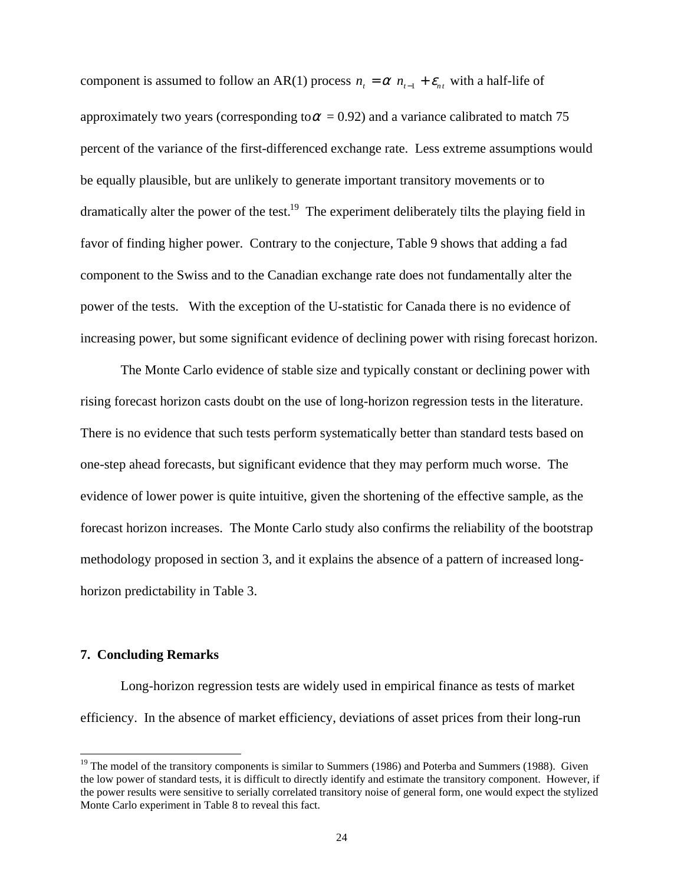component is assumed to follow an AR(1) process $n_t = \alpha \ n_{t-1} + \varepsilon_{nt}$ with a half-life of approximately two years (corresponding to $\alpha$ = 0.92) and a variance calibrated to match 75 percent of the variance of the first-differenced exchange rate. Less extreme assumptions would be equally plausible, but are unlikely to generate important transitory movements or to dramatically alter the power of the test.[19] The experiment deliberately tilts the playing field in favor of finding higher power. Contrary to the conjecture, Table 9 shows that adding a fad component to the Swiss and to the Canadian exchange rate does not fundamentally alter the power of the tests. With the exception of the U-statistic for Canada there is no evidence of increasing power, but some significant evidence of declining power with rising forecast horizon.

The Monte Carlo evidence of stable size and typically constant or declining power with rising forecast horizon casts doubt on the use of long-horizon regression tests in the literature. There is no evidence that such tests perform systematically better than standard tests based on one-step ahead forecasts, but significant evidence that they may perform much worse. The evidence of lower power is quite intuitive, given the shortening of the effective sample, as the forecast horizon increases. The Monte Carlo study also confirms the reliability of the bootstrap methodology proposed in section 3, and it explains the absence of a pattern of increased long-horizon predictability in Table 3.

## 7. Concluding Remarks

Long-horizon regression tests are widely used in empirical finance as tests of market efficiency. In the absence of market efficiency, deviations of asset prices from their long-run

---

[19] The model of the transitory components is similar to Summers (1986) and Poterba and Summers (1988). Given the low power of standard tests, it is difficult to directly identify and estimate the transitory component. However, if the power results were sensitive to serially correlated transitory noise of general form, one would expect the stylized Monte Carlo experiment in Table 8 to reveal this fact.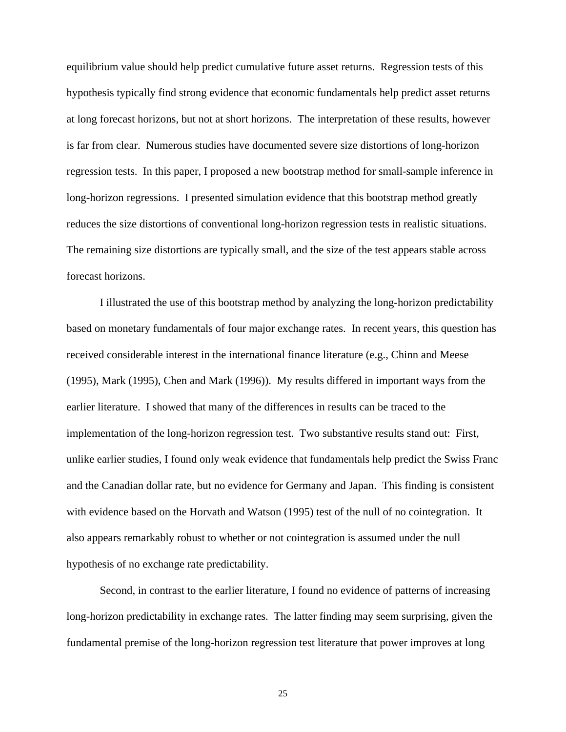equilibrium value should help predict cumulative future asset returns. Regression tests of this hypothesis typically find strong evidence that economic fundamentals help predict asset returns at long forecast horizons, but not at short horizons. The interpretation of these results, however is far from clear. Numerous studies have documented severe size distortions of long-horizon regression tests. In this paper, I proposed a new bootstrap method for small-sample inference in long-horizon regressions. I presented simulation evidence that this bootstrap method greatly reduces the size distortions of conventional long-horizon regression tests in realistic situations. The remaining size distortions are typically small, and the size of the test appears stable across forecast horizons.

I illustrated the use of this bootstrap method by analyzing the long-horizon predictability based on monetary fundamentals of four major exchange rates. In recent years, this question has received considerable interest in the international finance literature (e.g., Chinn and Meese (1995), Mark (1995), Chen and Mark (1996)). My results differed in important ways from the earlier literature. I showed that many of the differences in results can be traced to the implementation of the long-horizon regression test. Two substantive results stand out: First, unlike earlier studies, I found only weak evidence that fundamentals help predict the Swiss Franc and the Canadian dollar rate, but no evidence for Germany and Japan. This finding is consistent with evidence based on the Horvath and Watson (1995) test of the null of no cointegration. It also appears remarkably robust to whether or not cointegration is assumed under the null hypothesis of no exchange rate predictability.

Second, in contrast to the earlier literature, I found no evidence of patterns of increasing long-horizon predictability in exchange rates. The latter finding may seem surprising, given the fundamental premise of the long-horizon regression test literature that power improves at long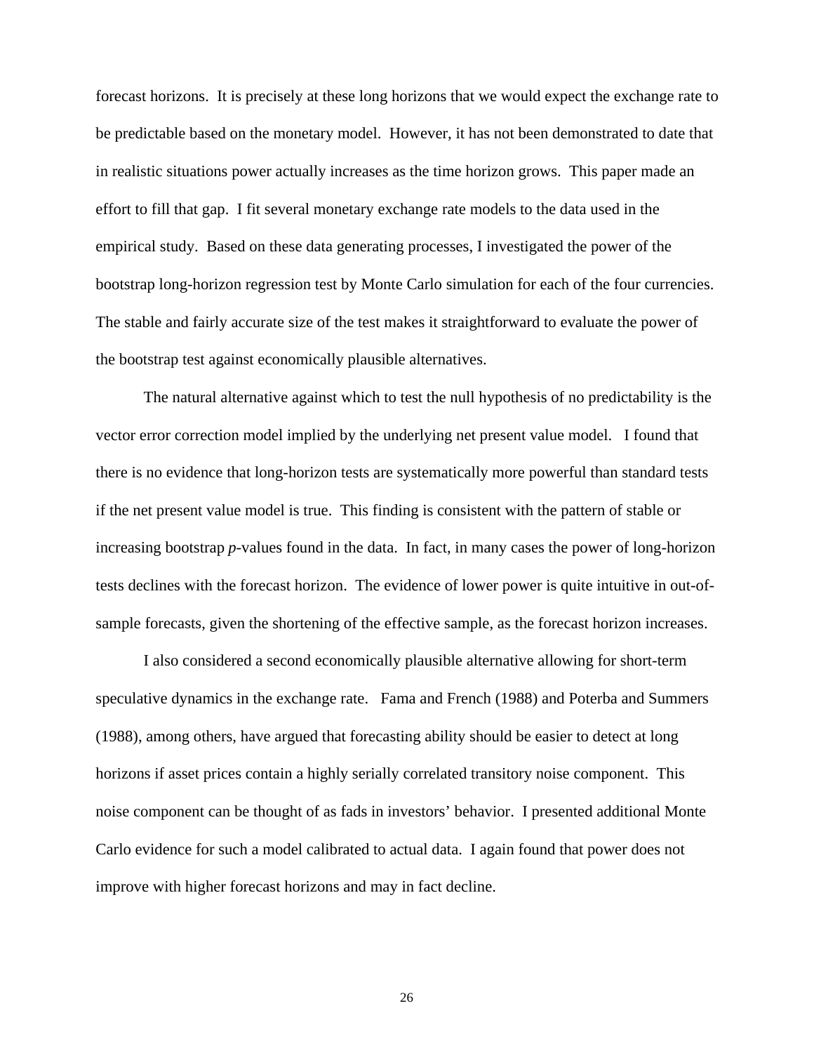forecast horizons. It is precisely at these long horizons that we would expect the exchange rate to be predictable based on the monetary model. However, it has not been demonstrated to date that in realistic situations power actually increases as the time horizon grows. This paper made an effort to fill that gap. I fit several monetary exchange rate models to the data used in the empirical study. Based on these data generating processes, I investigated the power of the bootstrap long-horizon regression test by Monte Carlo simulation for each of the four currencies. The stable and fairly accurate size of the test makes it straightforward to evaluate the power of the bootstrap test against economically plausible alternatives.

The natural alternative against which to test the null hypothesis of no predictability is the vector error correction model implied by the underlying net present value model. I found that there is no evidence that long-horizon tests are systematically more powerful than standard tests if the net present value model is true. This finding is consistent with the pattern of stable or increasing bootstrap *p*-values found in the data. In fact, in many cases the power of long-horizon tests declines with the forecast horizon. The evidence of lower power is quite intuitive in out-of-sample forecasts, given the shortening of the effective sample, as the forecast horizon increases.

I also considered a second economically plausible alternative allowing for short-term speculative dynamics in the exchange rate. Fama and French (1988) and Poterba and Summers (1988), among others, have argued that forecasting ability should be easier to detect at long horizons if asset prices contain a highly serially correlated transitory noise component. This noise component can be thought of as fads in investors' behavior. I presented additional Monte Carlo evidence for such a model calibrated to actual data. I again found that power does not improve with higher forecast horizons and may in fact decline.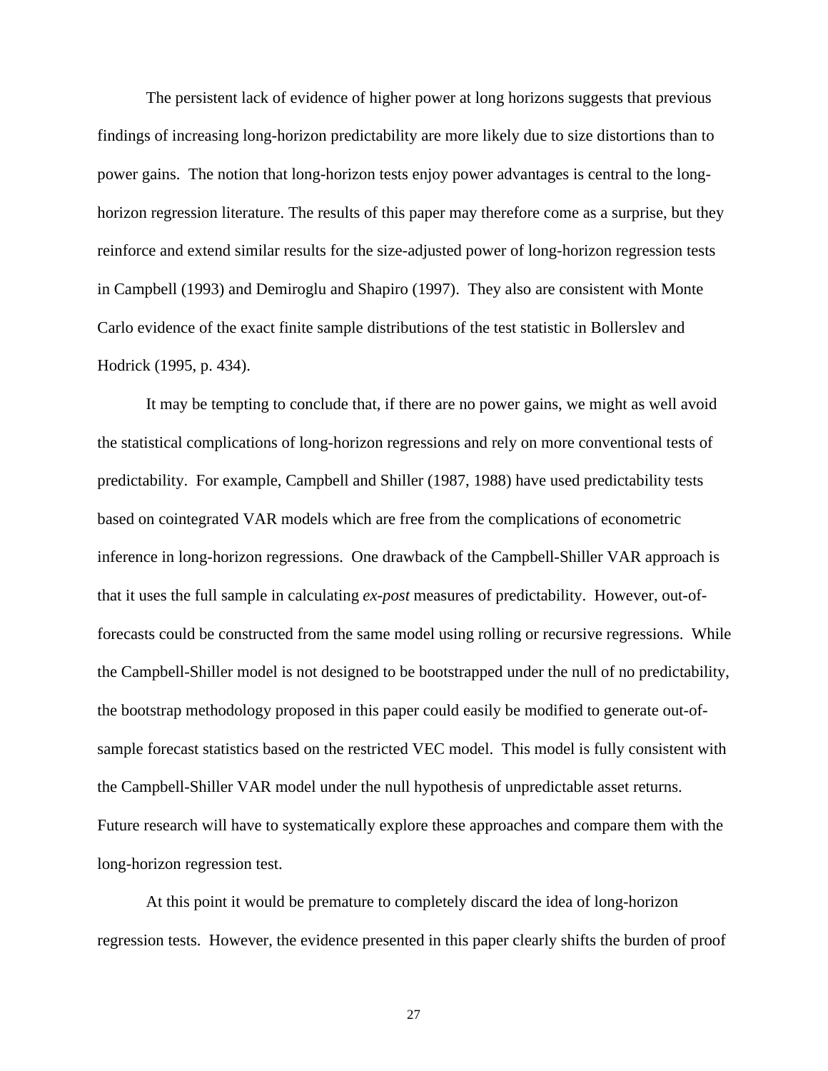The persistent lack of evidence of higher power at long horizons suggests that previous findings of increasing long-horizon predictability are more likely due to size distortions than to power gains. The notion that long-horizon tests enjoy power advantages is central to the long-horizon regression literature. The results of this paper may therefore come as a surprise, but they reinforce and extend similar results for the size-adjusted power of long-horizon regression tests in Campbell (1993) and Demiroglu and Shapiro (1997). They also are consistent with Monte Carlo evidence of the exact finite sample distributions of the test statistic in Bollerslev and Hodrick (1995, p. 434).

It may be tempting to conclude that, if there are no power gains, we might as well avoid the statistical complications of long-horizon regressions and rely on more conventional tests of predictability. For example, Campbell and Shiller (1987, 1988) have used predictability tests based on cointegrated VAR models which are free from the complications of econometric inference in long-horizon regressions. One drawback of the Campbell-Shiller VAR approach is that it uses the full sample in calculating *ex-post* measures of predictability. However, out-of-forecasts could be constructed from the same model using rolling or recursive regressions. While the Campbell-Shiller model is not designed to be bootstrapped under the null of no predictability, the bootstrap methodology proposed in this paper could easily be modified to generate out-of-sample forecast statistics based on the restricted VEC model. This model is fully consistent with the Campbell-Shiller VAR model under the null hypothesis of unpredictable asset returns. Future research will have to systematically explore these approaches and compare them with the long-horizon regression test.

At this point it would be premature to completely discard the idea of long-horizon regression tests. However, the evidence presented in this paper clearly shifts the burden of proof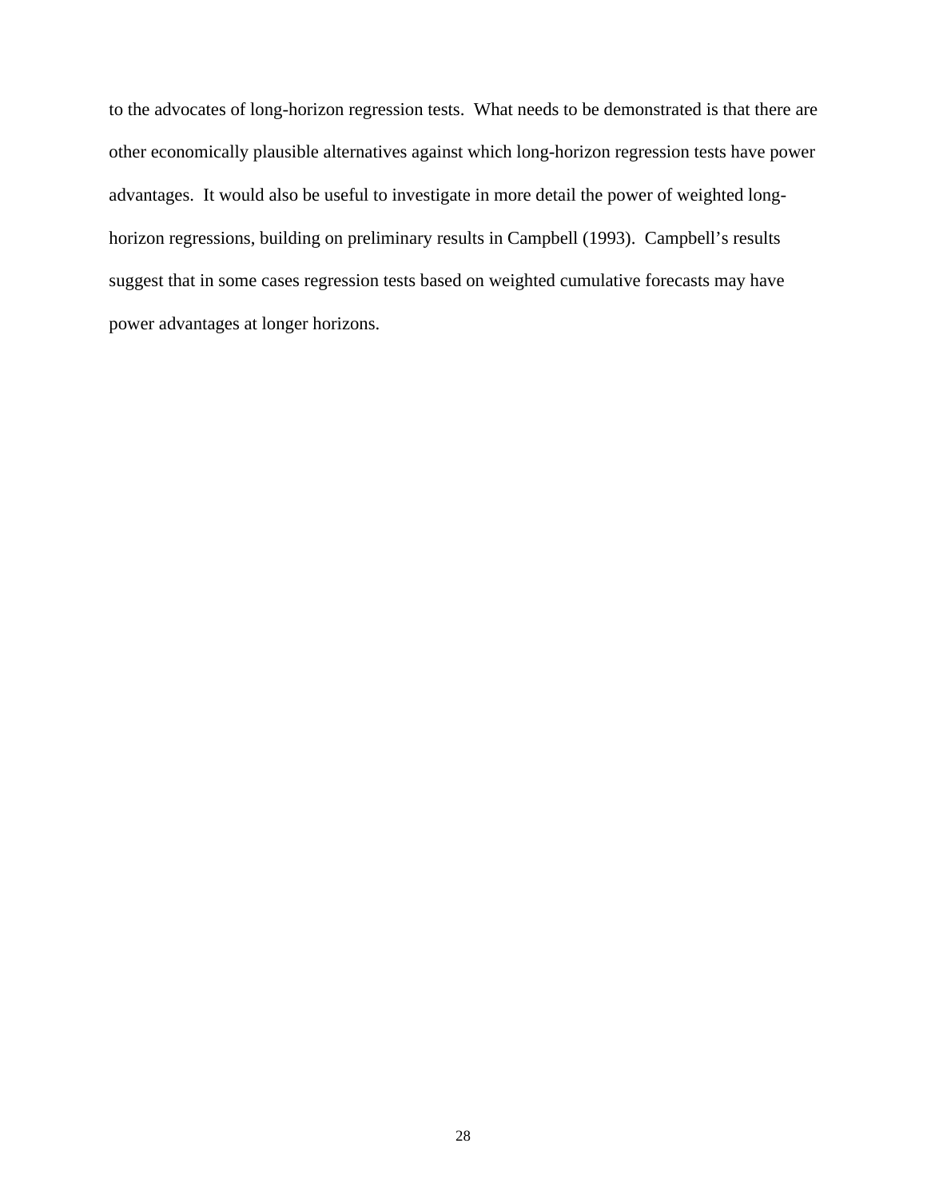to the advocates of long-horizon regression tests. What needs to be demonstrated is that there are other economically plausible alternatives against which long-horizon regression tests have power advantages. It would also be useful to investigate in more detail the power of weighted long-horizon regressions, building on preliminary results in Campbell (1993). Campbell's results suggest that in some cases regression tests based on weighted cumulative forecasts may have power advantages at longer horizons.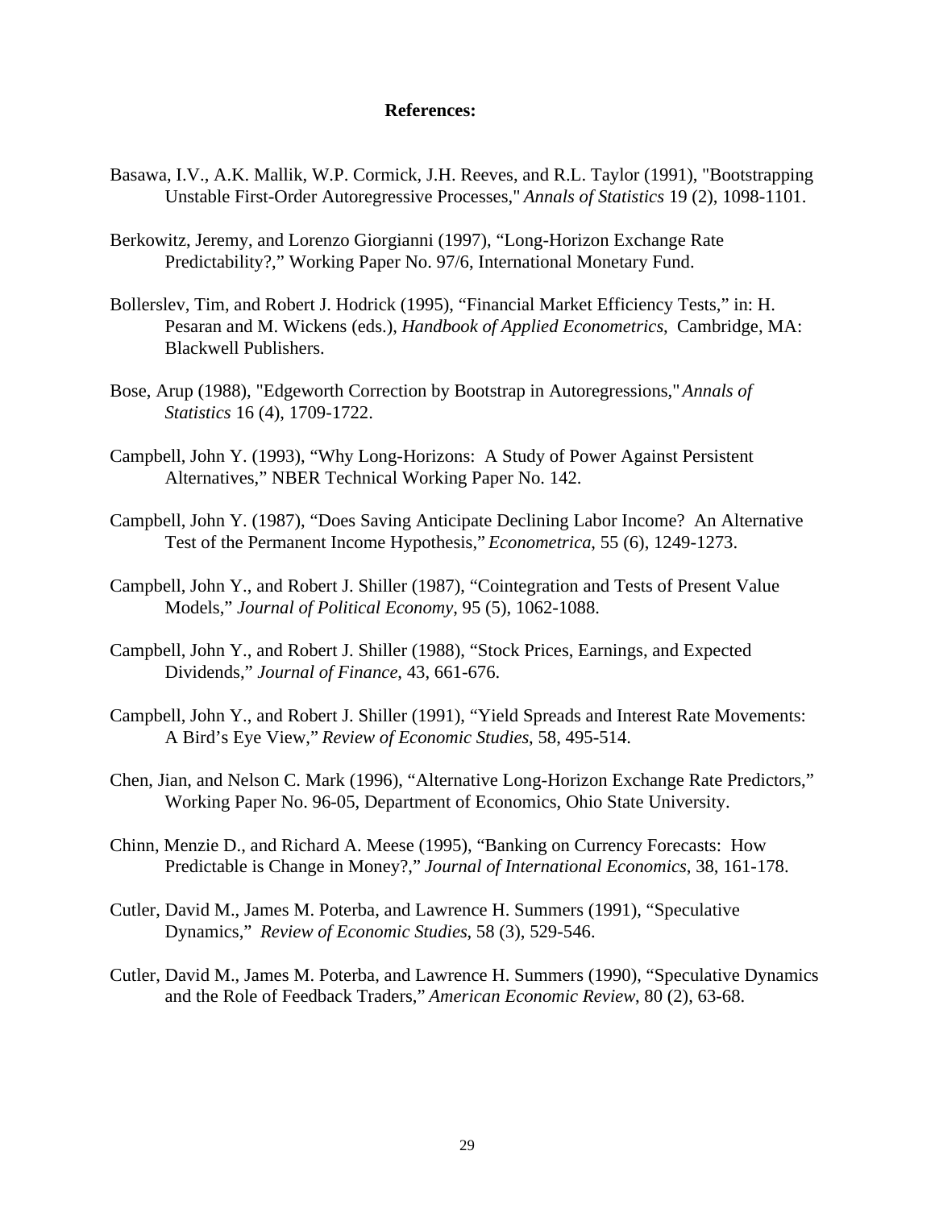**References:**

Basawa, I.V., A.K. Mallik, W.P. Cormick, J.H. Reeves, and R.L. Taylor (1991), "Bootstrapping Unstable First-Order Autoregressive Processes," *Annals of Statistics* 19 (2), 1098-1101.

Berkowitz, Jeremy, and Lorenzo Giorgianni (1997), "Long-Horizon Exchange Rate Predictability?," Working Paper No. 97/6, International Monetary Fund.

Bollerslev, Tim, and Robert J. Hodrick (1995), "Financial Market Efficiency Tests," in: H. Pesaran and M. Wickens (eds.), *Handbook of Applied Econometrics*, Cambridge, MA: Blackwell Publishers.

Bose, Arup (1988), "Edgeworth Correction by Bootstrap in Autoregressions," *Annals of Statistics* 16 (4), 1709-1722.

Campbell, John Y. (1993), "Why Long-Horizons: A Study of Power Against Persistent Alternatives," NBER Technical Working Paper No. 142.

Campbell, John Y. (1987), "Does Saving Anticipate Declining Labor Income? An Alternative Test of the Permanent Income Hypothesis," *Econometrica*, 55 (6), 1249-1273.

Campbell, John Y., and Robert J. Shiller (1987), "Cointegration and Tests of Present Value Models," *Journal of Political Economy*, 95 (5), 1062-1088.

Campbell, John Y., and Robert J. Shiller (1988), "Stock Prices, Earnings, and Expected Dividends," *Journal of Finance*, 43, 661-676.

Campbell, John Y., and Robert J. Shiller (1991), "Yield Spreads and Interest Rate Movements: A Bird's Eye View," *Review of Economic Studies*, 58, 495-514.

Chen, Jian, and Nelson C. Mark (1996), "Alternative Long-Horizon Exchange Rate Predictors," Working Paper No. 96-05, Department of Economics, Ohio State University.

Chinn, Menzie D., and Richard A. Meese (1995), "Banking on Currency Forecasts: How Predictable is Change in Money?," *Journal of International Economics*, 38, 161-178.

Cutler, David M., James M. Poterba, and Lawrence H. Summers (1991), "Speculative Dynamics," *Review of Economic Studies*, 58 (3), 529-546.

Cutler, David M., James M. Poterba, and Lawrence H. Summers (1990), "Speculative Dynamics and the Role of Feedback Traders," *American Economic Review*, 80 (2), 63-68.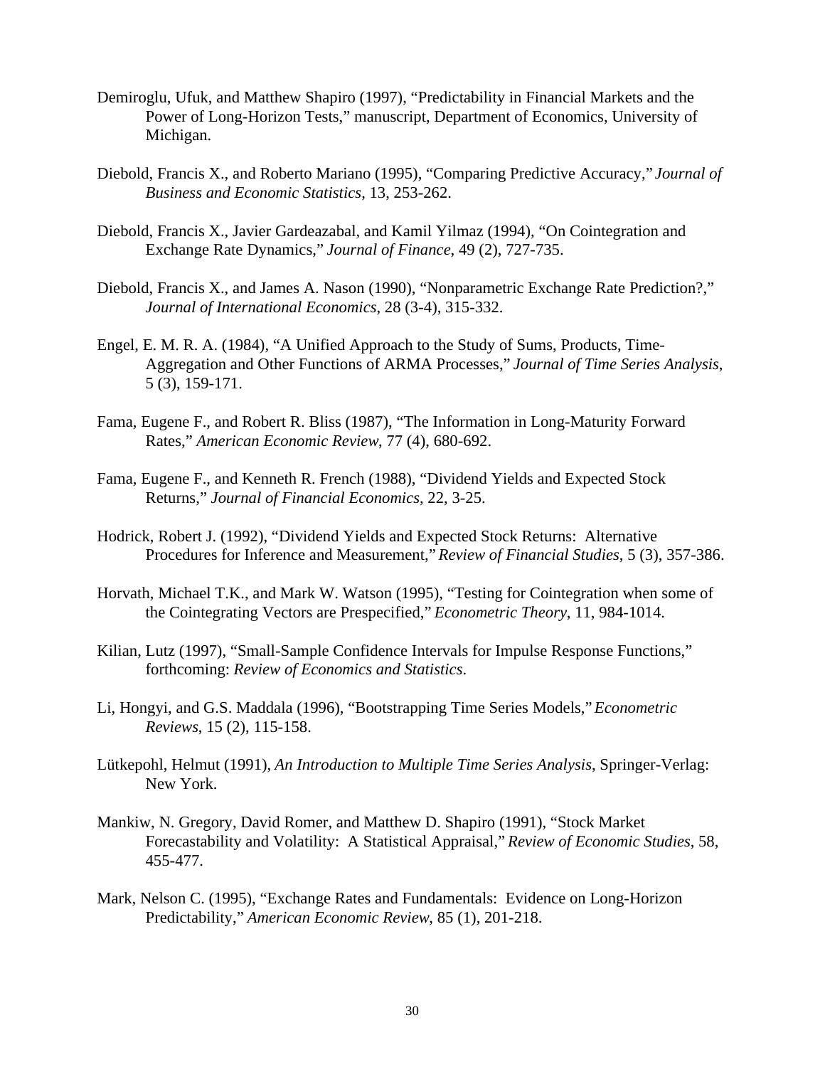Demiroglu, Ufuk, and Matthew Shapiro (1997), "Predictability in Financial Markets and the Power of Long-Horizon Tests," manuscript, Department of Economics, University of Michigan.

Diebold, Francis X., and Roberto Mariano (1995), "Comparing Predictive Accuracy," *Journal of Business and Economic Statistics*, 13, 253-262.

Diebold, Francis X., Javier Gardeazabal, and Kamil Yilmaz (1994), "On Cointegration and Exchange Rate Dynamics," *Journal of Finance*, 49 (2), 727-735.

Diebold, Francis X., and James A. Nason (1990), "Nonparametric Exchange Rate Prediction?," *Journal of International Economics*, 28 (3-4), 315-332.

Engel, E. M. R. A. (1984), "A Unified Approach to the Study of Sums, Products, Time-Aggregation and Other Functions of ARMA Processes," *Journal of Time Series Analysis*, 5 (3), 159-171.

Fama, Eugene F., and Robert R. Bliss (1987), "The Information in Long-Maturity Forward Rates," *American Economic Review*, 77 (4), 680-692.

Fama, Eugene F., and Kenneth R. French (1988), "Dividend Yields and Expected Stock Returns," *Journal of Financial Economics*, 22, 3-25.

Hodrick, Robert J. (1992), "Dividend Yields and Expected Stock Returns: Alternative Procedures for Inference and Measurement," *Review of Financial Studies*, 5 (3), 357-386.

Horvath, Michael T.K., and Mark W. Watson (1995), "Testing for Cointegration when some of the Cointegrating Vectors are Prespecified," *Econometric Theory*, 11, 984-1014.

Kilian, Lutz (1997), "Small-Sample Confidence Intervals for Impulse Response Functions," forthcoming: *Review of Economics and Statistics*.

Li, Hongyi, and G.S. Maddala (1996), "Bootstrapping Time Series Models," *Econometric Reviews*, 15 (2), 115-158.

Lütkepohl, Helmut (1991), *An Introduction to Multiple Time Series Analysis*, Springer-Verlag: New York.

Mankiw, N. Gregory, David Romer, and Matthew D. Shapiro (1991), "Stock Market Forecastability and Volatility: A Statistical Appraisal," *Review of Economic Studies*, 58, 455-477.

Mark, Nelson C. (1995), "Exchange Rates and Fundamentals: Evidence on Long-Horizon Predictability," *American Economic Review*, 85 (1), 201-218.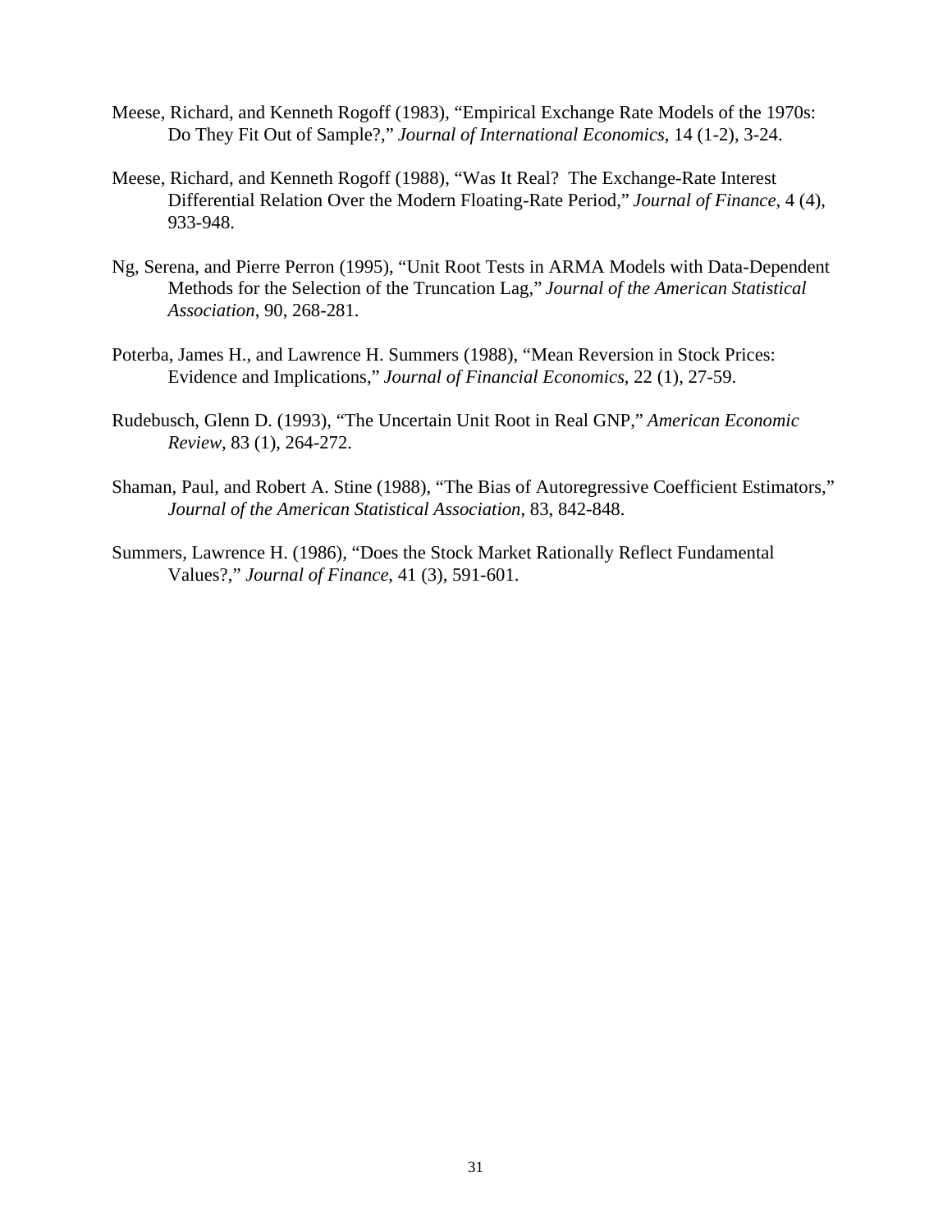Meese, Richard, and Kenneth Rogoff (1983), “Empirical Exchange Rate Models of the 1970s: Do They Fit Out of Sample?,” *Journal of International Economics*, 14 (1-2), 3-24.

Meese, Richard, and Kenneth Rogoff (1988), “Was It Real? The Exchange-Rate Interest Differential Relation Over the Modern Floating-Rate Period,” *Journal of Finance*, 4 (4), 933-948.

Ng, Serena, and Pierre Perron (1995), “Unit Root Tests in ARMA Models with Data-Dependent Methods for the Selection of the Truncation Lag,” *Journal of the American Statistical Association*, 90, 268-281.

Poterba, James H., and Lawrence H. Summers (1988), “Mean Reversion in Stock Prices: Evidence and Implications,” *Journal of Financial Economics*, 22 (1), 27-59.

Rudebusch, Glenn D. (1993), “The Uncertain Unit Root in Real GNP,” *American Economic Review*, 83 (1), 264-272.

Shaman, Paul, and Robert A. Stine (1988), “The Bias of Autoregressive Coefficient Estimators,” *Journal of the American Statistical Association*, 83, 842-848.

Summers, Lawrence H. (1986), “Does the Stock Market Rationally Reflect Fundamental Values?,” *Journal of Finance*, 41 (3), 591-601.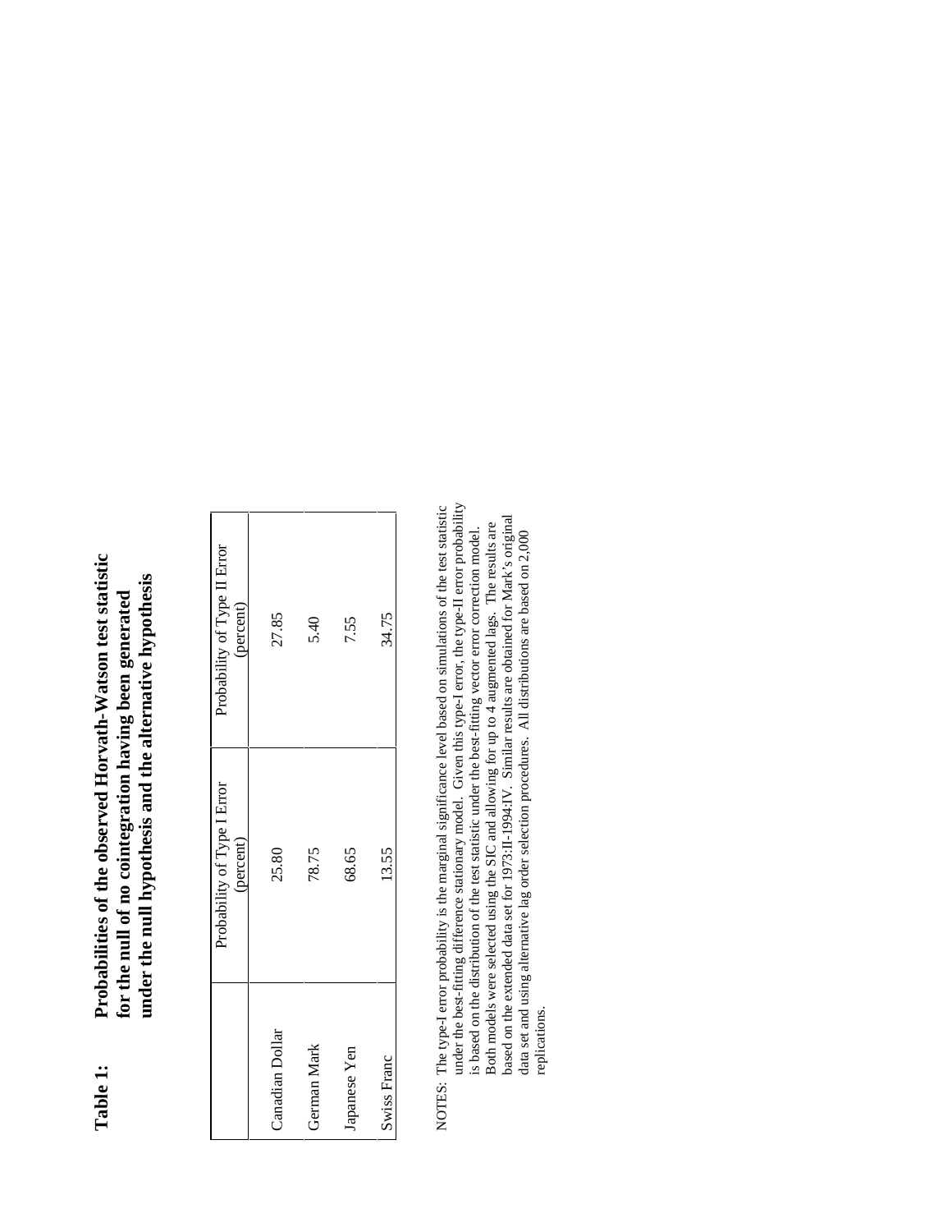**Table 1: Probabilities of the observed Horvath-Watson test statistic for the null of no cointegration having been generated under the null hypothesis and the alternative hypothesis**

| | Probability of Type I Error (percent) | Probability of Type II Error (percent) |
|---|---|---|
| Canadian Dollar | 25.80 | 27.85 |
| German Mark | 78.75 | 5.40 |
| Japanese Yen | 68.65 | 7.55 |
| Swiss Franc | 13.55 | 34.75 |

NOTES: The type-I error probability is the marginal significance level based on simulations of the test statistic under the best-fitting difference stationary model. Given this type-I error, the type-II error probability is based on the distribution of the test statistic under the best-fitting vector error correction model. Both models were selected using the SIC and allowing for up to 4 augmented lags. The results are based on the extended data set for 1973:II-1994:IV. Similar results are obtained for Mark's original data set and using alternative lag order selection procedures. All distributions are based on 2,000 replications.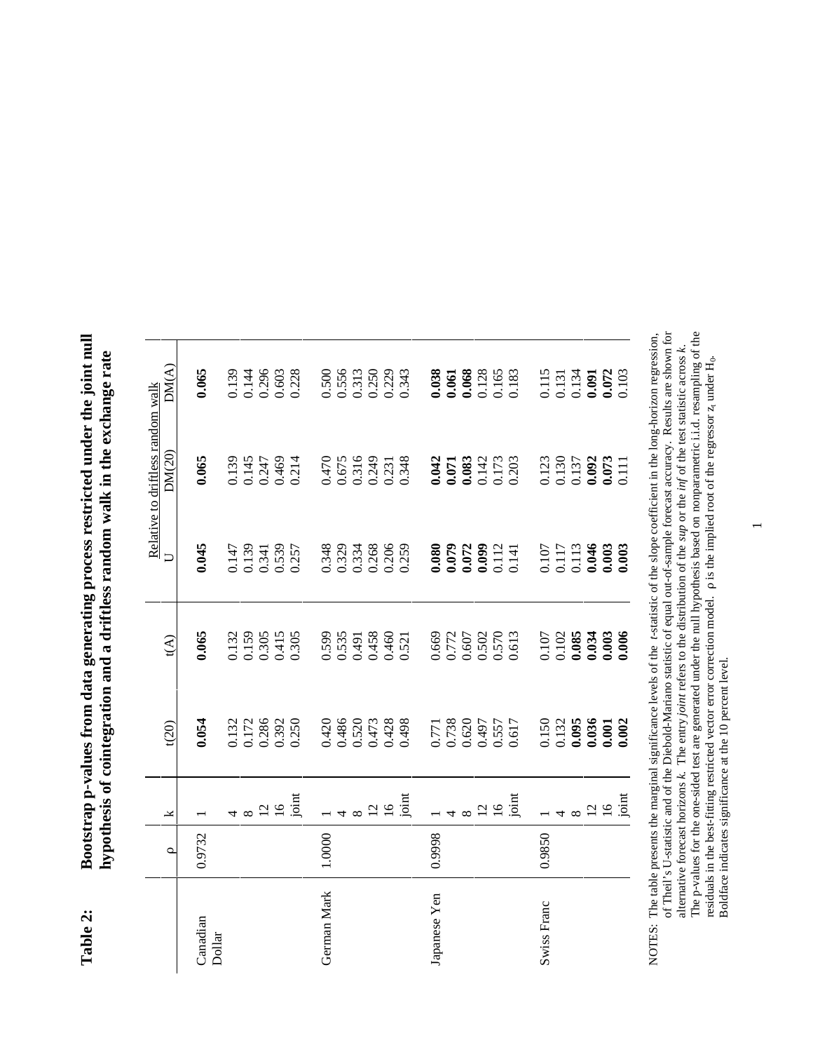**Table 2:** **Bootstrap p-values from data generating process restricted under the joint null hypothesis of cointegration and a driftless random walk in the exchange rate**

| | ρ | k | t(20) | t(A) | Relative to driftless random walk U | DM(20) | DM(A) |
|---|---|---|---|---|---|---|---|
| Canadian Dollar | 0.9732 | 1 | **0.054** | **0.065** | **0.045** | **0.065** | **0.065** |
| | | 4 | 0.132 | 0.132 | 0.147 | 0.139 | 0.139 |
| | | 8 | 0.172 | 0.159 | 0.139 | 0.145 | 0.144 |
| | | 12 | 0.286 | 0.305 | 0.341 | 0.247 | 0.296 |
| | | 16 | 0.392 | 0.415 | 0.539 | 0.469 | 0.603 |
| | | joint | 0.250 | 0.305 | 0.257 | 0.214 | 0.228 |
| German Mark | 1.0000 | 1 | 0.420 | 0.599 | 0.348 | 0.470 | 0.500 |
| | | 4 | 0.486 | 0.535 | 0.329 | 0.675 | 0.556 |
| | | 8 | 0.520 | 0.491 | 0.334 | 0.316 | 0.313 |
| | | 12 | 0.473 | 0.458 | 0.268 | 0.249 | 0.250 |
| | | 16 | 0.428 | 0.460 | 0.206 | 0.231 | 0.229 |
| | | joint | 0.498 | 0.521 | 0.259 | 0.348 | 0.343 |
| Japanese Yen | 0.9998 | 1 | 0.771 | 0.669 | **0.080** | **0.042** | **0.038** |
| | | 4 | 0.738 | 0.772 | **0.079** | **0.071** | **0.061** |
| | | 8 | 0.620 | 0.607 | **0.072** | **0.083** | **0.068** |
| | | 12 | 0.497 | 0.502 | **0.099** | 0.142 | 0.128 |
| | | 16 | 0.557 | 0.570 | 0.112 | 0.173 | 0.165 |
| | | joint | 0.617 | 0.613 | 0.141 | 0.203 | 0.183 |
| Swiss Franc | 0.9850 | 1 | 0.150 | 0.107 | 0.107 | 0.123 | 0.115 |
| | | 4 | 0.132 | 0.102 | 0.117 | 0.130 | 0.131 |
| | | 8 | **0.095** | **0.085** | 0.113 | 0.137 | 0.134 |
| | | 12 | **0.036** | **0.034** | **0.046** | **0.092** | **0.091** |
| | | 16 | **0.001** | **0.003** | **0.003** | **0.073** | **0.072** |
| | | joint | **0.002** | **0.006** | **0.003** | 0.111 | 0.103 |

NOTES: The table presents the marginal significance levels of the *t*-statistic of the slope coefficient in the long-horizon regression, of Theil's U-statistic and of the Diebold-Mariano statistic of equal out-of-sample forecast accuracy. Results are shown for alternative forecast horizons *k*. The entry *joint* refers to the distribution of the *sup* or the *inf* of the test statistic across *k*. The p-values for the one-sided test are generated under the null hypothesis based on nonparametric i.i.d. resampling of the residuals in the best-fitting restricted vector error correction model. ρ is the implied root of the regressor $z_t$ under $H_0$. Boldface indicates significance at the 10 percent level.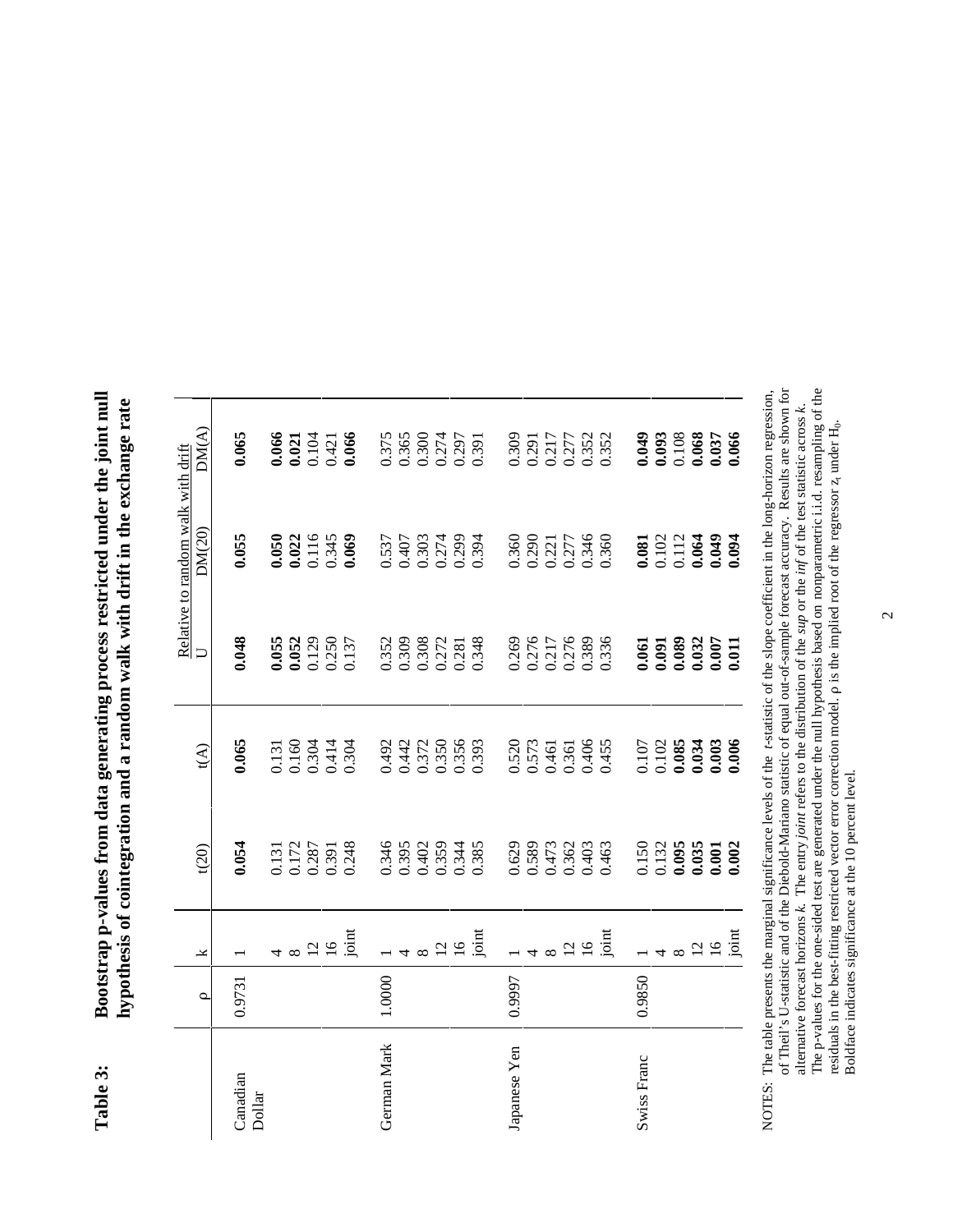**Table 3: Bootstrap p-values from data generating process restricted under the joint null hypothesis of cointegration and a random walk with drift in the exchange rate**

| | ρ | k | t(20) | t(A) | Relative to random walk with drift U | DM(20) | DM(A) |
|---|---|---|---|---|---|---|---|
| Canadian Dollar | 0.9731 | 1 | **0.054** | **0.065** | **0.048** | **0.055** | **0.065** |
| | | 4 | 0.131 | 0.131 | **0.055** | **0.050** | **0.066** |
| | | 8 | 0.172 | 0.160 | **0.052** | **0.022** | **0.021** |
| | | 12 | 0.287 | 0.304 | 0.129 | 0.116 | 0.104 |
| | | 16 | 0.391 | 0.414 | 0.250 | 0.345 | 0.421 |
| | | joint | 0.248 | 0.304 | 0.137 | **0.069** | **0.066** |
| German Mark | 1.0000 | 1 | 0.346 | 0.492 | 0.352 | 0.537 | 0.375 |
| | | 4 | 0.395 | 0.442 | 0.309 | 0.407 | 0.365 |
| | | 8 | 0.402 | 0.372 | 0.308 | 0.303 | 0.300 |
| | | 12 | 0.359 | 0.350 | 0.272 | 0.274 | 0.274 |
| | | 16 | 0.344 | 0.356 | 0.281 | 0.299 | 0.297 |
| | | joint | 0.385 | 0.393 | 0.348 | 0.394 | 0.391 |
| Japanese Yen | 0.9997 | 1 | 0.629 | 0.520 | 0.269 | 0.360 | 0.309 |
| | | 4 | 0.589 | 0.573 | 0.276 | 0.290 | 0.291 |
| | | 8 | 0.473 | 0.461 | 0.217 | 0.221 | 0.217 |
| | | 12 | 0.362 | 0.361 | 0.276 | 0.277 | 0.277 |
| | | 16 | 0.403 | 0.406 | 0.389 | 0.346 | 0.352 |
| | | joint | 0.463 | 0.455 | 0.336 | 0.360 | 0.352 |
| Swiss Franc | 0.9850 | 1 | 0.150 | 0.107 | **0.061** | **0.081** | **0.049** |
| | | 4 | 0.132 | 0.102 | **0.091** | 0.102 | **0.093** |
| | | 8 | **0.095** | **0.085** | **0.089** | 0.112 | 0.108 |
| | | 12 | **0.035** | **0.034** | **0.032** | **0.064** | **0.068** |
| | | 16 | **0.001** | **0.003** | **0.007** | **0.049** | **0.037** |
| | | joint | **0.002** | **0.006** | **0.011** | **0.094** | **0.066** |

NOTES: The table presents the marginal significance levels of the *t*-statistic of the slope coefficient in the long-horizon regression, of Theil's U-statistic and of the Diebold-Mariano statistic of equal out-of-sample forecast accuracy. Results are shown for alternative forecast horizons *k*. The entry *joint* refers to the distribution of the *sup* or the *inf* of the test statistic across *k*. The p-values for the one-sided test are generated under the null hypothesis based on nonparametric i.i.d. resampling of the residuals in the best-fitting restricted vector error correction model. ρ is the implied root of the regressor $z_t$ under $H_0$. Boldface indicates significance at the 10 percent level.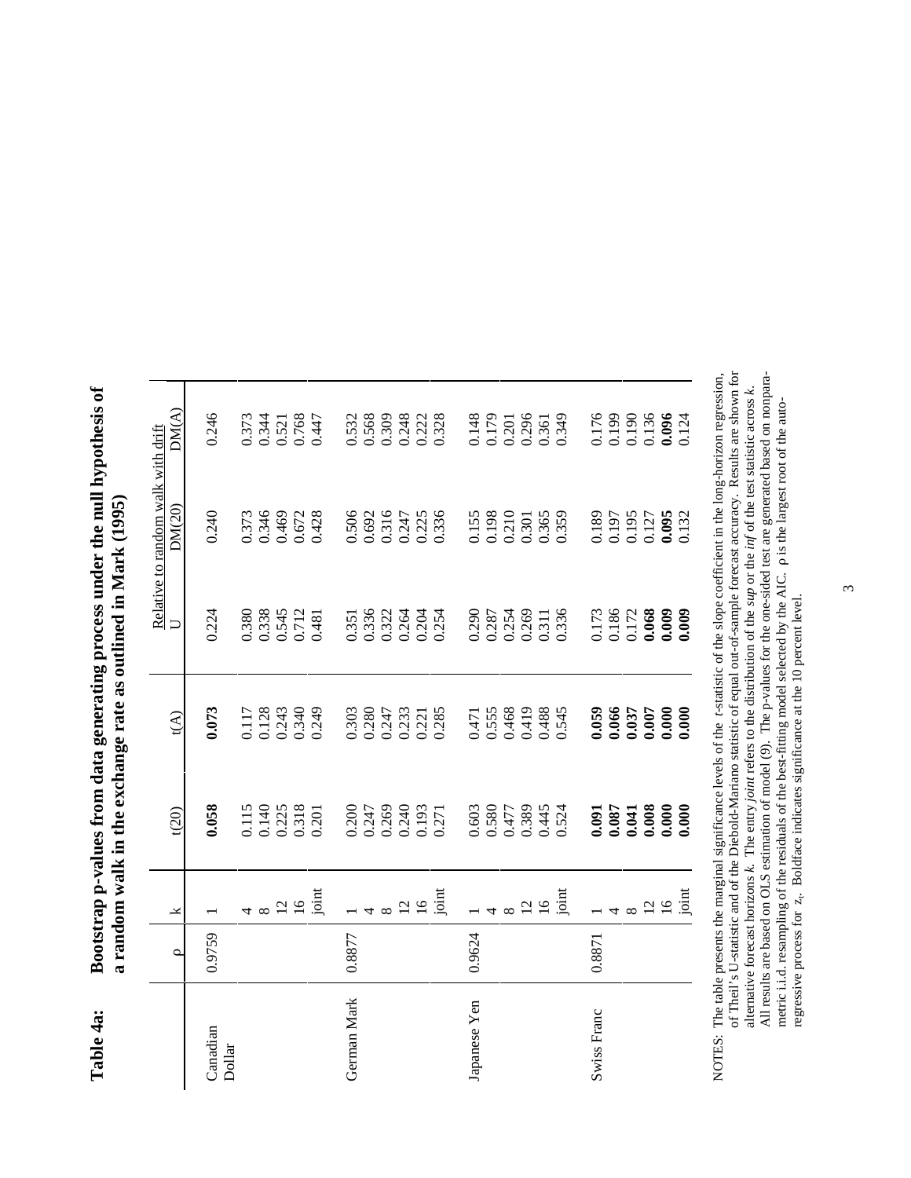**Table 4a: Bootstrap p-values from data generating process under the null hypothesis of a random walk in the exchange rate as outlined in Mark (1995)**

| | ρ | k | t(20) | t(A) | Relative to random walk with drift | | |
|---|---|---|---|---|---|---|---|
| | | | | | U | DM(20) | DM(A) |
| Canadian Dollar | 0.9759 | 1 | **0.058** | **0.073** | 0.224 | 0.240 | 0.246 |
| | | 4 | 0.115 | 0.117 | 0.380 | 0.373 | 0.373 |
| | | 8 | 0.140 | 0.128 | 0.338 | 0.346 | 0.344 |
| | | 12 | 0.225 | 0.243 | 0.545 | 0.469 | 0.521 |
| | | 16 | 0.318 | 0.340 | 0.712 | 0.672 | 0.768 |
| | | joint | 0.201 | 0.249 | 0.481 | 0.428 | 0.447 |
| German Mark | 0.8877 | 1 | 0.200 | 0.303 | 0.351 | 0.506 | 0.532 |
| | | 4 | 0.247 | 0.280 | 0.336 | 0.692 | 0.568 |
| | | 8 | 0.269 | 0.247 | 0.322 | 0.316 | 0.309 |
| | | 12 | 0.240 | 0.233 | 0.264 | 0.247 | 0.248 |
| | | 16 | 0.193 | 0.221 | 0.204 | 0.225 | 0.222 |
| | | joint | 0.271 | 0.285 | 0.254 | 0.336 | 0.328 |
| Japanese Yen | 0.9624 | 1 | 0.603 | 0.471 | 0.290 | 0.155 | 0.148 |
| | | 4 | 0.580 | 0.555 | 0.287 | 0.198 | 0.179 |
| | | 8 | 0.477 | 0.468 | 0.254 | 0.210 | 0.201 |
| | | 12 | 0.389 | 0.419 | 0.269 | 0.301 | 0.296 |
| | | 16 | 0.445 | 0.488 | 0.311 | 0.365 | 0.361 |
| | | joint | 0.524 | 0.545 | 0.336 | 0.359 | 0.349 |
| Swiss Franc | 0.8871 | 1 | **0.091** | **0.059** | 0.173 | 0.189 | 0.176 |
| | | 4 | **0.087** | **0.066** | 0.186 | 0.197 | 0.199 |
| | | 8 | **0.041** | **0.037** | 0.172 | 0.195 | 0.190 |
| | | 12 | **0.008** | **0.007** | **0.068** | 0.127 | 0.136 |
| | | 16 | **0.000** | **0.000** | **0.009** | **0.095** | **0.096** |
| | | joint | **0.000** | **0.000** | **0.009** | 0.132 | 0.124 |

NOTES: The table presents the marginal significance levels of the *t*-statistic of the slope coefficient in the long-horizon regression, of Theil's U-statistic and of the Diebold-Mariano statistic of equal out-of-sample forecast accuracy. Results are shown for alternative forecast horizons *k*. The entry *joint* refers to the distribution of the *sup* or the *inf* of the test statistic across *k*. All results are based on OLS estimation of model (9). The p-values for the one-sided test are generated based on nonparametric i.i.d. resampling of the residuals of the best-fitting model selected by the AIC. ρ is the largest root of the autoregressive process for $z_t$. Boldface indicates significance at the 10 percent level.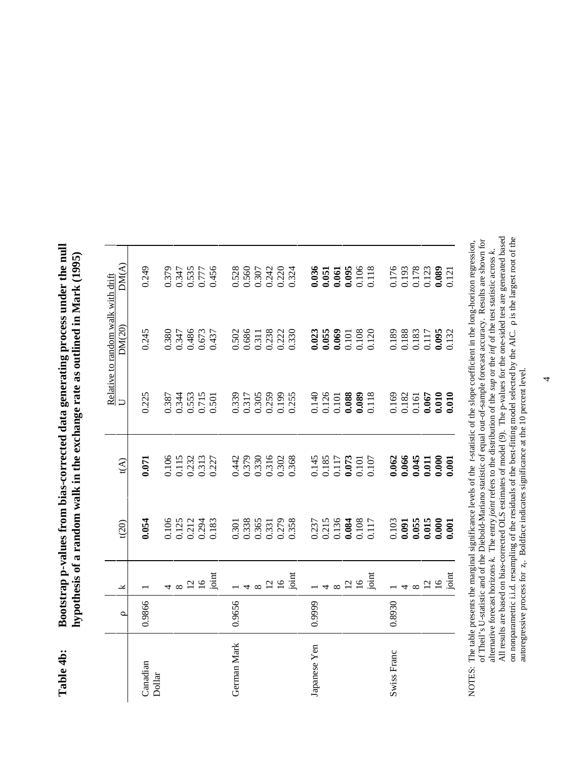**Table 4b: Bootstrap p-values from bias-corrected data generating process under the null hypothesis of a random walk in the exchange rate as outlined in Mark (1995)**

| | ρ | k | t(20) | t(A) | Relative to random walk with drift U | DM(20) | DM(A) |
|---|---|---|---|---|---|---|---|
| Canadian Dollar | 0.9866 | 1 | **0.054** | **0.071** | 0.225 | 0.245 | 0.249 |
| | | 4 | 0.106 | 0.106 | 0.387 | 0.380 | 0.379 |
| | | 8 | 0.125 | 0.115 | 0.344 | 0.347 | 0.347 |
| | | 12 | 0.212 | 0.232 | 0.553 | 0.486 | 0.535 |
| | | 16 | 0.294 | 0.313 | 0.715 | 0.673 | 0.777 |
| | | joint | 0.183 | 0.227 | 0.501 | 0.437 | 0.456 |
| German Mark | 0.9656 | 1 | 0.301 | 0.442 | 0.339 | 0.502 | 0.528 |
| | | 4 | 0.338 | 0.379 | 0.317 | 0.686 | 0.560 |
| | | 8 | 0.365 | 0.330 | 0.305 | 0.311 | 0.307 |
| | | 12 | 0.331 | 0.316 | 0.259 | 0.238 | 0.242 |
| | | 16 | 0.279 | 0.302 | 0.199 | 0.222 | 0.220 |
| | | joint | 0.358 | 0.368 | 0.255 | 0.330 | 0.324 |
| Japanese Yen | 0.9999 | 1 | 0.237 | 0.145 | 0.140 | **0.023** | **0.036** |
| | | 4 | 0.215 | 0.185 | 0.126 | **0.055** | **0.051** |
| | | 8 | 0.136 | 0.117 | 0.101 | **0.069** | **0.061** |
| | | 12 | **0.084** | **0.073** | **0.088** | 0.101 | **0.095** |
| | | 16 | 0.108 | 0.101 | **0.089** | 0.108 | 0.106 |
| | | joint | 0.117 | 0.107 | 0.118 | 0.120 | 0.118 |
| Swiss Franc | 0.8930 | 1 | 0.103 | **0.062** | 0.169 | 0.189 | 0.176 |
| | | 4 | **0.091** | **0.066** | 0.182 | 0.188 | 0.193 |
| | | 8 | **0.055** | **0.045** | 0.161 | 0.183 | 0.178 |
| | | 12 | **0.015** | **0.011** | **0.067** | 0.117 | 0.123 |
| | | 16 | **0.000** | **0.000** | **0.010** | **0.095** | **0.089** |
| | | joint | **0.001** | **0.001** | **0.010** | 0.132 | 0.121 |

NOTES: The table presents the marginal significance levels of the *t*-statistic of the slope coefficient in the long-horizon regression, of Theil's U-statistic and of the Diebold-Mariano statistic of equal out-of-sample forecast accuracy. Results are shown for alternative forecast horizons *k*. The entry *joint* refers to the distribution of the *sup* or the *inf* of the test statistic across *k*. All results are based on bias-corrected OLS estimates of model (9). The p-values for the one-sided test are generated based on nonparametric i.i.d. resampling of the residuals of the best-fitting model selected by the AIC. ρ is the largest root of the autoregressive process for $z_t$. Boldface indicates significance at the 10 percent level.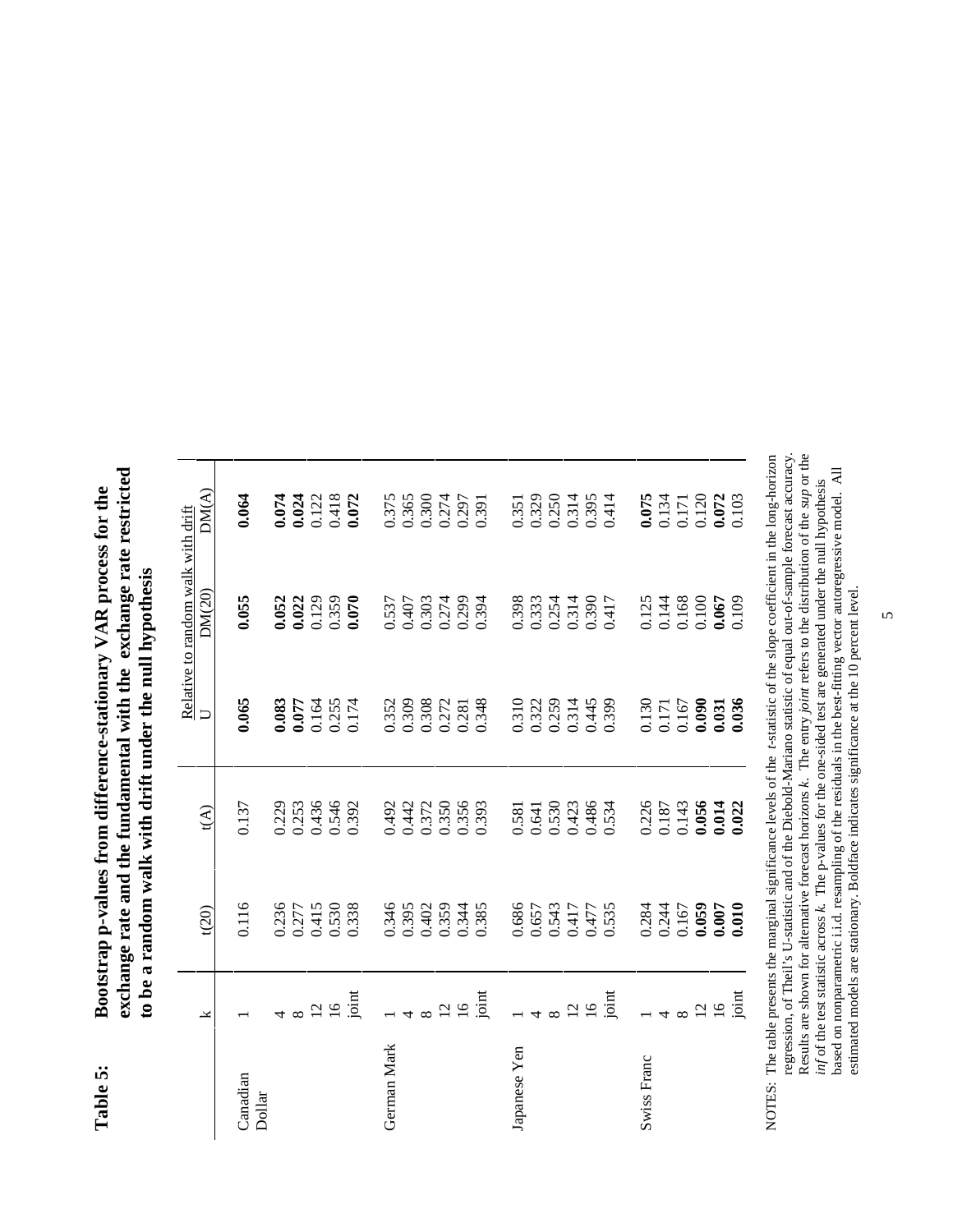**Table 5: Bootstrap p-values from difference-stationary VAR process for the exchange rate and the fundamental with the exchange rate restricted to be a random walk with drift under the null hypothesis**

| | k | t(20) | t(A) | Relative to random walk with drift | | |
|---|---|---|---|---|---|---|
| | | | | U | DM(20) | DM(A) |
| Canadian Dollar | 1 | 0.116 | 0.137 | **0.065** | **0.055** | **0.064** |
| | 4 | 0.236 | 0.229 | **0.083** | **0.052** | **0.074** |
| | 8 | 0.277 | 0.253 | **0.077** | **0.022** | **0.024** |
| | 12 | 0.415 | 0.436 | 0.164 | 0.129 | 0.122 |
| | 16 | 0.530 | 0.546 | 0.255 | 0.359 | 0.418 |
| | joint | 0.338 | 0.392 | 0.174 | **0.070** | **0.072** |
| German Mark | 1 | 0.346 | 0.492 | 0.352 | 0.537 | 0.375 |
| | 4 | 0.395 | 0.442 | 0.309 | 0.407 | 0.365 |
| | 8 | 0.402 | 0.372 | 0.308 | 0.303 | 0.300 |
| | 12 | 0.359 | 0.350 | 0.272 | 0.274 | 0.274 |
| | 16 | 0.344 | 0.356 | 0.281 | 0.299 | 0.297 |
| | joint | 0.385 | 0.393 | 0.348 | 0.394 | 0.391 |
| Japanese Yen | 1 | 0.686 | 0.581 | 0.310 | 0.398 | 0.351 |
| | 4 | 0.657 | 0.641 | 0.322 | 0.333 | 0.329 |
| | 8 | 0.543 | 0.530 | 0.259 | 0.254 | 0.250 |
| | 12 | 0.417 | 0.423 | 0.314 | 0.314 | 0.314 |
| | 16 | 0.477 | 0.486 | 0.445 | 0.390 | 0.395 |
| | joint | 0.535 | 0.534 | 0.399 | 0.417 | 0.414 |
| Swiss Franc | 1 | 0.284 | 0.226 | 0.130 | 0.125 | **0.075** |
| | 4 | 0.244 | 0.187 | 0.171 | 0.144 | 0.134 |
| | 8 | 0.167 | 0.143 | 0.167 | 0.168 | 0.171 |
| | 12 | **0.059** | **0.056** | **0.090** | 0.100 | 0.120 |
| | 16 | **0.007** | **0.014** | **0.031** | **0.067** | **0.072** |
| | joint | **0.010** | **0.022** | **0.036** | 0.109 | 0.103 |

NOTES: The table presents the marginal significance levels of the *t*-statistic of the slope coefficient in the long-horizon regression, of Theil's U-statistic and of the Diebold-Mariano statistic of equal out-of-sample forecast accuracy. Results are shown for alternative forecast horizons *k*. The entry *joint* refers to the distribution of the *sup* or the *inf* of the test statistic across *k*. The p-values for the one-sided test are generated under the null hypothesis based on nonparametric i.i.d. resampling of the residuals in the best-fitting vector autoregressive model. All estimated models are stationary. Boldface indicates significance at the 10 percent level.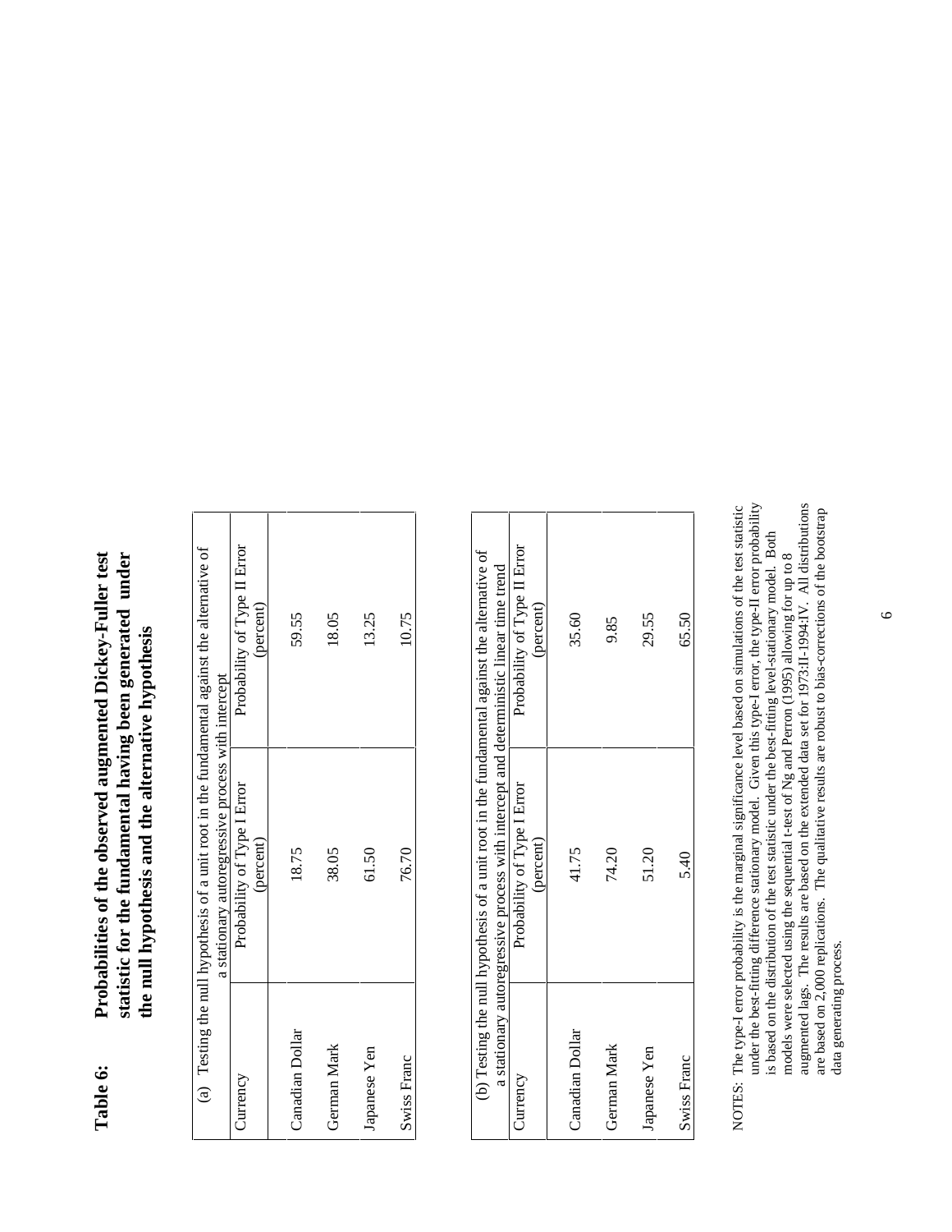**Table 6: Probabilities of the observed augmented Dickey-Fuller test statistic for the fundamental having been generated under the null hypothesis and the alternative hypothesis**

(a) Testing the null hypothesis of a unit root in the fundamental against the alternative of a stationary autoregressive process with intercept

| Currency | Probability of Type I Error (percent) | Probability of Type II Error (percent) |
|---|---|---|
| Canadian Dollar | 18.75 | 59.55 |
| German Mark | 38.05 | 18.05 |
| Japanese Yen | 61.50 | 13.25 |
| Swiss Franc | 76.70 | 10.75 |

(b) Testing the null hypothesis of a unit root in the fundamental against the alternative of a stationary autoregressive process with intercept and deterministic linear time trend

| Currency | Probability of Type I Error (percent) | Probability of Type II Error (percent) |
|---|---|---|
| Canadian Dollar | 41.75 | 35.60 |
| German Mark | 74.20 | 9.85 |
| Japanese Yen | 51.20 | 29.55 |
| Swiss Franc | 5.40 | 65.50 |

NOTES: The type-I error probability is the marginal significance level based on simulations of the test statistic under the best-fitting difference stationary model. Given this type-I error, the type-II error probability is based on the distribution of the test statistic under the best-fitting level-stationary model. Both models were selected using the sequential t-test of Ng and Perron (1995) allowing for up to 8 augmented lags. The results are based on the extended data set for 1973:II-1994:IV. All distributions are based on 2,000 replications. The qualitative results are robust to bias-corrections of the bootstrap data generating process.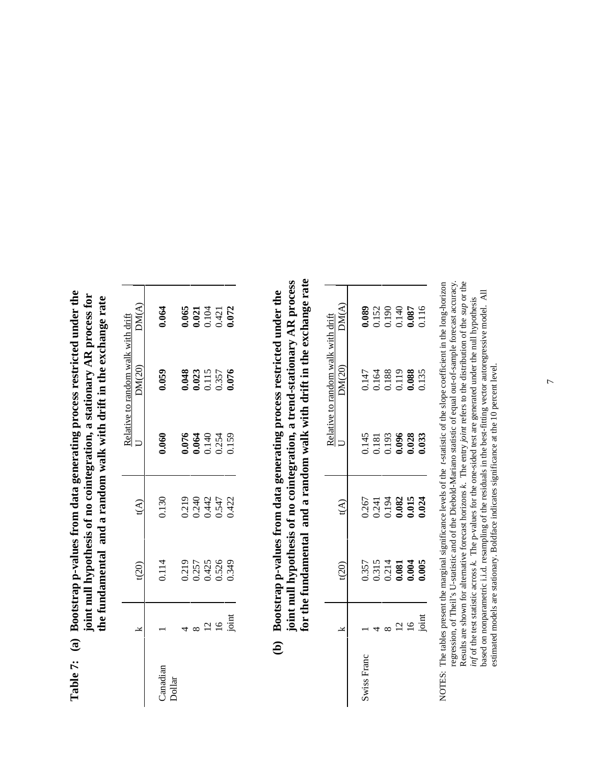**Table 7: (a) Bootstrap p-values from data generating process restricted under the joint null hypothesis of no cointegration, a stationary AR process for the fundamental and a random walk with drift in the exchange rate**

| | k | t(20) | t(A) | Relative to random walk with drift | | |
|---|---|---|---|---|---|---|
| | | | | U | DM(20) | DM(A) |
| Canadian Dollar | 1 | 0.114 | 0.130 | **0.060** | **0.059** | **0.064** |
| | 4 | 0.219 | 0.219 | **0.076** | **0.048** | **0.065** |
| | 8 | 0.257 | 0.240 | **0.064** | **0.023** | **0.021** |
| | 12 | 0.425 | 0.442 | 0.140 | 0.115 | 0.104 |
| | 16 | 0.526 | 0.547 | 0.254 | 0.357 | 0.421 |
| | joint | 0.349 | 0.422 | 0.159 | **0.076** | **0.072** |

**(b) Bootstrap p-values from data generating process restricted under the joint null hypothesis of no cointegration, a trend-stationary AR process for the fundamental and a random walk with drift in the exchange rate**

| | k | t(20) | t(A) | Relative to random walk with drift | | |
|---|---|---|---|---|---|---|
| | | | | U | DM(20) | DM(A) |
| Swiss Franc | 1 | 0.357 | 0.267 | 0.145 | 0.147 | **0.089** |
| | 4 | 0.315 | 0.241 | 0.181 | 0.164 | 0.152 |
| | 8 | 0.214 | 0.194 | 0.193 | 0.188 | 0.190 |
| | 12 | **0.081** | **0.082** | **0.096** | 0.119 | 0.140 |
| | 16 | **0.004** | **0.015** | **0.028** | **0.088** | **0.087** |
| | joint | **0.005** | **0.024** | **0.033** | 0.135 | 0.116 |

NOTES: The tables present the marginal significance levels of the *t*-statistic of the slope coefficient in the long-horizon regression, of Theil's U-statistic and of the Diebold-Mariano statistic of equal out-of-sample forecast accuracy. Results are shown for alternative forecast horizons *k*. The entry *joint* refers to the distribution of the *sup* or the *inf* of the test statistic across *k*. The p-values for the one-sided test are generated under the null hypothesis based on nonparametric i.i.d. resampling of the residuals in the best-fitting vector autoregressive model. All estimated models are stationary. Boldface indicates significance at the 10 percent level.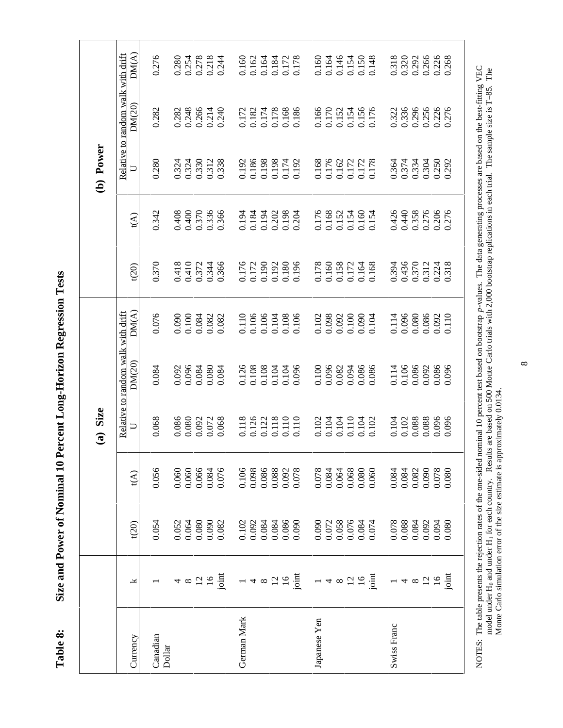**Table 8: Size and Power of Nominal 10 Percent Long-Horizon Regression Tests**

| Currency | k | (a) Size | | | | | (b) Power | | | | |
|---|---|---|---|---|---|---|---|---|---|---|---|
| | | | | Relative to random walk with drift | | | | | Relative to random walk with drift | | |
| | | t(20) | t(A) | U | DM(20) | DM(A) | t(20) | t(A) | U | DM(20) | DM(A) |
| Canadian Dollar | 1 | 0.054 | 0.056 | 0.068 | 0.084 | 0.076 | 0.370 | 0.342 | 0.280 | 0.282 | 0.276 |
| | 4 | 0.052 | 0.060 | 0.086 | 0.092 | 0.090 | 0.418 | 0.408 | 0.324 | 0.282 | 0.280 |
| | 8 | 0.064 | 0.060 | 0.080 | 0.096 | 0.100 | 0.410 | 0.400 | 0.324 | 0.248 | 0.254 |
| | 12 | 0.080 | 0.066 | 0.092 | 0.084 | 0.084 | 0.372 | 0.370 | 0.330 | 0.266 | 0.278 |
| | 16 | 0.090 | 0.084 | 0.072 | 0.080 | 0.082 | 0.344 | 0.336 | 0.312 | 0.214 | 0.218 |
| | joint | 0.082 | 0.076 | 0.068 | 0.084 | 0.082 | 0.366 | 0.366 | 0.338 | 0.240 | 0.244 |
| German Mark | 1 | 0.102 | 0.106 | 0.118 | 0.126 | 0.110 | 0.176 | 0.194 | 0.192 | 0.172 | 0.160 |
| | 4 | 0.092 | 0.098 | 0.126 | 0.108 | 0.106 | 0.172 | 0.184 | 0.186 | 0.182 | 0.162 |
| | 8 | 0.084 | 0.086 | 0.122 | 0.108 | 0.106 | 0.190 | 0.194 | 0.198 | 0.174 | 0.164 |
| | 12 | 0.084 | 0.088 | 0.118 | 0.104 | 0.104 | 0.192 | 0.202 | 0.198 | 0.178 | 0.184 |
| | 16 | 0.086 | 0.092 | 0.110 | 0.104 | 0.108 | 0.180 | 0.198 | 0.174 | 0.168 | 0.172 |
| | joint | 0.090 | 0.078 | 0.110 | 0.096 | 0.106 | 0.196 | 0.204 | 0.192 | 0.186 | 0.178 |
| Japanese Yen | 1 | 0.090 | 0.078 | 0.102 | 0.100 | 0.102 | 0.178 | 0.176 | 0.168 | 0.166 | 0.160 |
| | 4 | 0.072 | 0.084 | 0.104 | 0.096 | 0.098 | 0.160 | 0.168 | 0.176 | 0.170 | 0.164 |
| | 8 | 0.058 | 0.064 | 0.104 | 0.082 | 0.092 | 0.158 | 0.152 | 0.162 | 0.152 | 0.146 |
| | 12 | 0.076 | 0.068 | 0.110 | 0.094 | 0.100 | 0.172 | 0.154 | 0.172 | 0.154 | 0.154 |
| | 16 | 0.084 | 0.080 | 0.104 | 0.086 | 0.090 | 0.164 | 0.160 | 0.172 | 0.156 | 0.150 |
| | joint | 0.074 | 0.060 | 0.102 | 0.086 | 0.104 | 0.168 | 0.154 | 0.178 | 0.176 | 0.148 |
| Swiss Franc | 1 | 0.078 | 0.084 | 0.104 | 0.114 | 0.114 | 0.394 | 0.426 | 0.364 | 0.322 | 0.318 |
| | 4 | 0.088 | 0.084 | 0.102 | 0.106 | 0.096 | 0.436 | 0.440 | 0.374 | 0.336 | 0.320 |
| | 8 | 0.084 | 0.082 | 0.088 | 0.086 | 0.080 | 0.370 | 0.358 | 0.334 | 0.296 | 0.292 |
| | 12 | 0.092 | 0.090 | 0.088 | 0.092 | 0.086 | 0.312 | 0.276 | 0.304 | 0.256 | 0.266 |
| | 16 | 0.094 | 0.078 | 0.096 | 0.086 | 0.092 | 0.224 | 0.206 | 0.250 | 0.226 | 0.226 |
| | joint | 0.080 | 0.080 | 0.096 | 0.096 | 0.110 | 0.318 | 0.276 | 0.292 | 0.276 | 0.268 |

NOTES: The table presents the rejection rates of the one-sided nominal 10 percent test based on bootstrap *p*-values. The data generating processes are based on the best-fitting VEC model under $H_0$ and under $H_1$ for each country. Results are based on 500 Monte Carlo trials with 2,000 bootstrap replications in each trial. The sample size is T=85. The Monte Carlo simulation error of the size estimate is approximately 0.0134.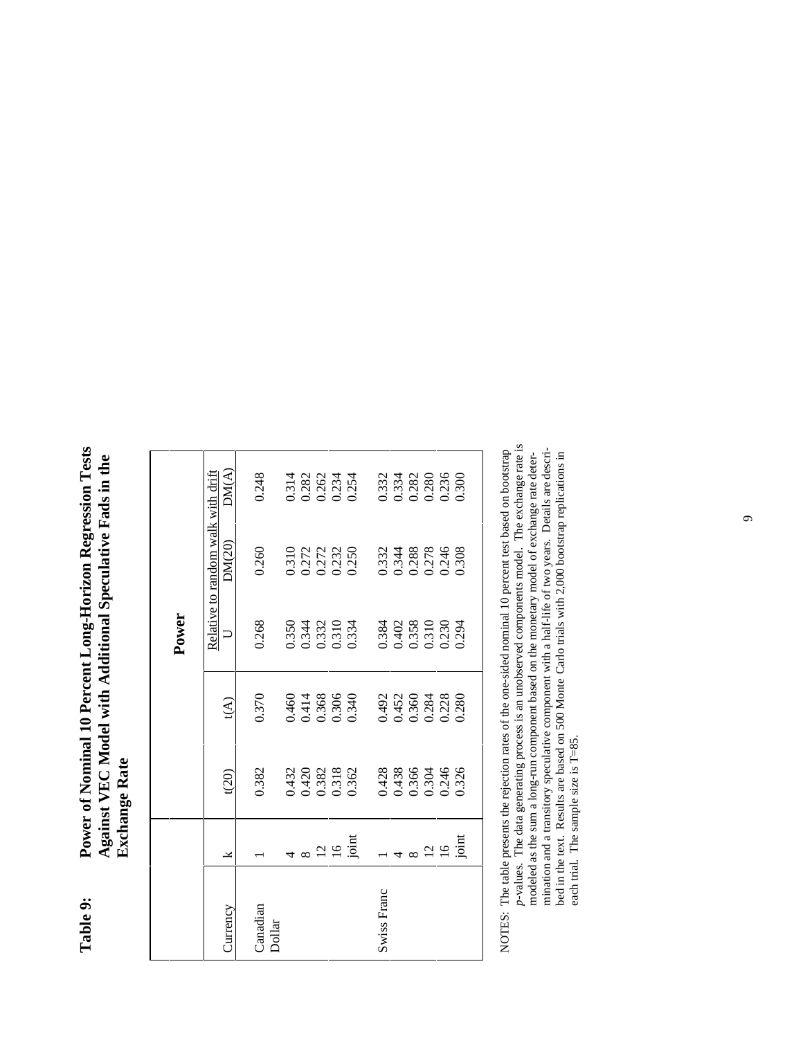**Table 9: Power of Nominal 10 Percent Long-Horizon Regression Tests Against VEC Model with Additional Speculative Fads in the Exchange Rate**

| | | Power | | | | |
|---|---|---|---|---|---|---|
| | | | | Relative to random walk with drift | | |
| Currency | k | t(20) | t(A) | U | DM(20) | DM(A) |
| Canadian Dollar | 1 | 0.382 | 0.370 | 0.268 | 0.260 | 0.248 |
| | 4 | 0.432 | 0.460 | 0.350 | 0.310 | 0.314 |
| | 8 | 0.420 | 0.414 | 0.344 | 0.272 | 0.282 |
| | 12 | 0.382 | 0.368 | 0.332 | 0.272 | 0.262 |
| | 16 | 0.318 | 0.306 | 0.310 | 0.232 | 0.234 |
| | joint | 0.362 | 0.340 | 0.334 | 0.250 | 0.254 |
| Swiss Franc | 1 | 0.428 | 0.492 | 0.384 | 0.332 | 0.332 |
| | 4 | 0.438 | 0.452 | 0.402 | 0.344 | 0.334 |
| | 8 | 0.366 | 0.360 | 0.358 | 0.288 | 0.282 |
| | 12 | 0.304 | 0.284 | 0.310 | 0.278 | 0.280 |
| | 16 | 0.246 | 0.228 | 0.230 | 0.246 | 0.236 |
| | joint | 0.326 | 0.280 | 0.294 | 0.308 | 0.300 |

NOTES: The table presents the rejection rates of the one-sided nominal 10 percent test based on bootstrap *p*-values. The data generating process is an unobserved components model. The exchange rate is modeled as the sum a long-run component based on the monetary model of exchange rate determination and a transitory speculative component with a half-life of two years. Details are described in the text. Results are based on 500 Monte Carlo trials with 2,000 bootstrap replications in each trial. The sample size is T=85.